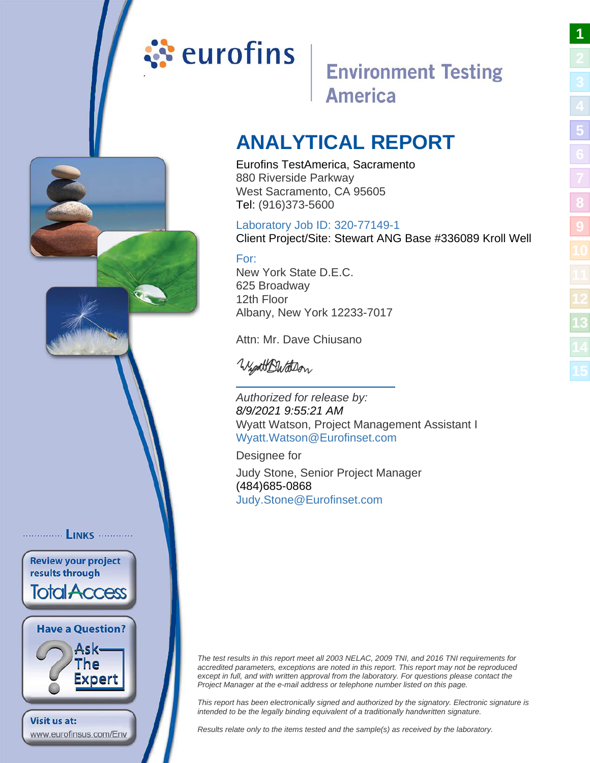eurofins

Environment Testing America

# ANALYTICAL REPORT

Eurofins TestAmerica, Sacramento
880 Riverside Parkway
West Sacramento, CA 95605
Tel: (916)373-5600

Laboratory Job ID: 320-77149-1
Client Project/Site: Stewart ANG Base #336089 Kroll Well

For:
New York State D.E.C.
625 Broadway
12th Floor
Albany, New York 12233-7017

Attn: Mr. Dave Chiusano

*Authorized for release by:*
*8/9/2021 9:55:21 AM*
Wyatt Watson, Project Management Assistant I
Wyatt.Watson@Eurofinset.com

Designee for

Judy Stone, Senior Project Manager
(484)685-0868
Judy.Stone@Eurofinset.com

LINKS

Review your project results through TotalAccess

Have a Question? Ask The Expert

Visit us at:
www.eurofinsus.com/Env

*The test results in this report meet all 2003 NELAC, 2009 TNI, and 2016 TNI requirements for accredited parameters, exceptions are noted in this report. This report may not be reproduced except in full, and with written approval from the laboratory. For questions please contact the Project Manager at the e-mail address or telephone number listed on this page.*

*This report has been electronically signed and authorized by the signatory. Electronic signature is intended to be the legally binding equivalent of a traditionally handwritten signature.*

*Results relate only to the items tested and the sample(s) as received by the laboratory.*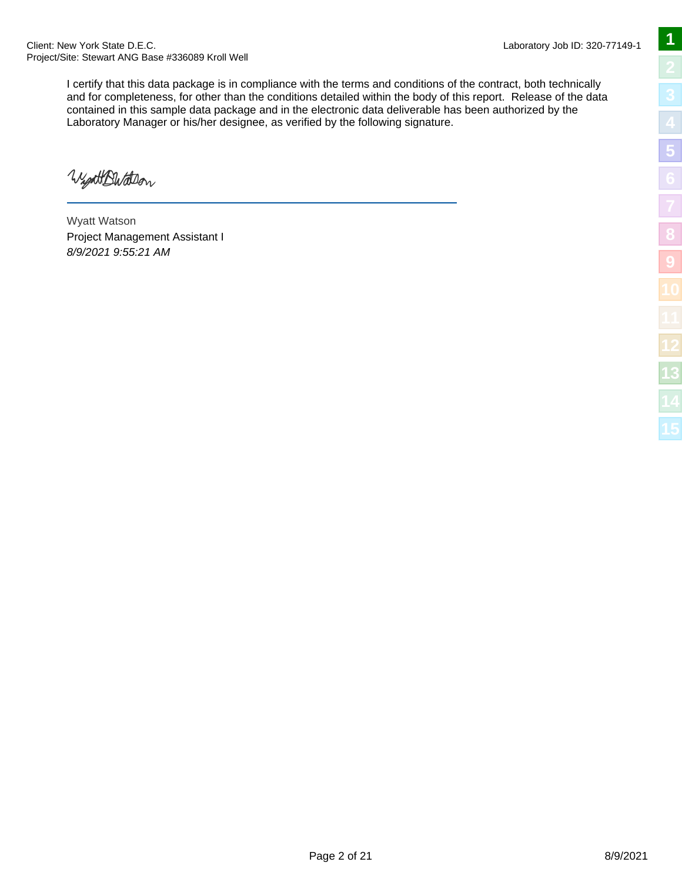I certify that this data package is in compliance with the terms and conditions of the contract, both technically and for completeness, for other than the conditions detailed within the body of this report. Release of the data contained in this sample data package and in the electronic data deliverable has been authorized by the Laboratory Manager or his/her designee, as verified by the following signature.

Wyatt Watson

Project Management Assistant I

*8/9/2021 9:55:21 AM*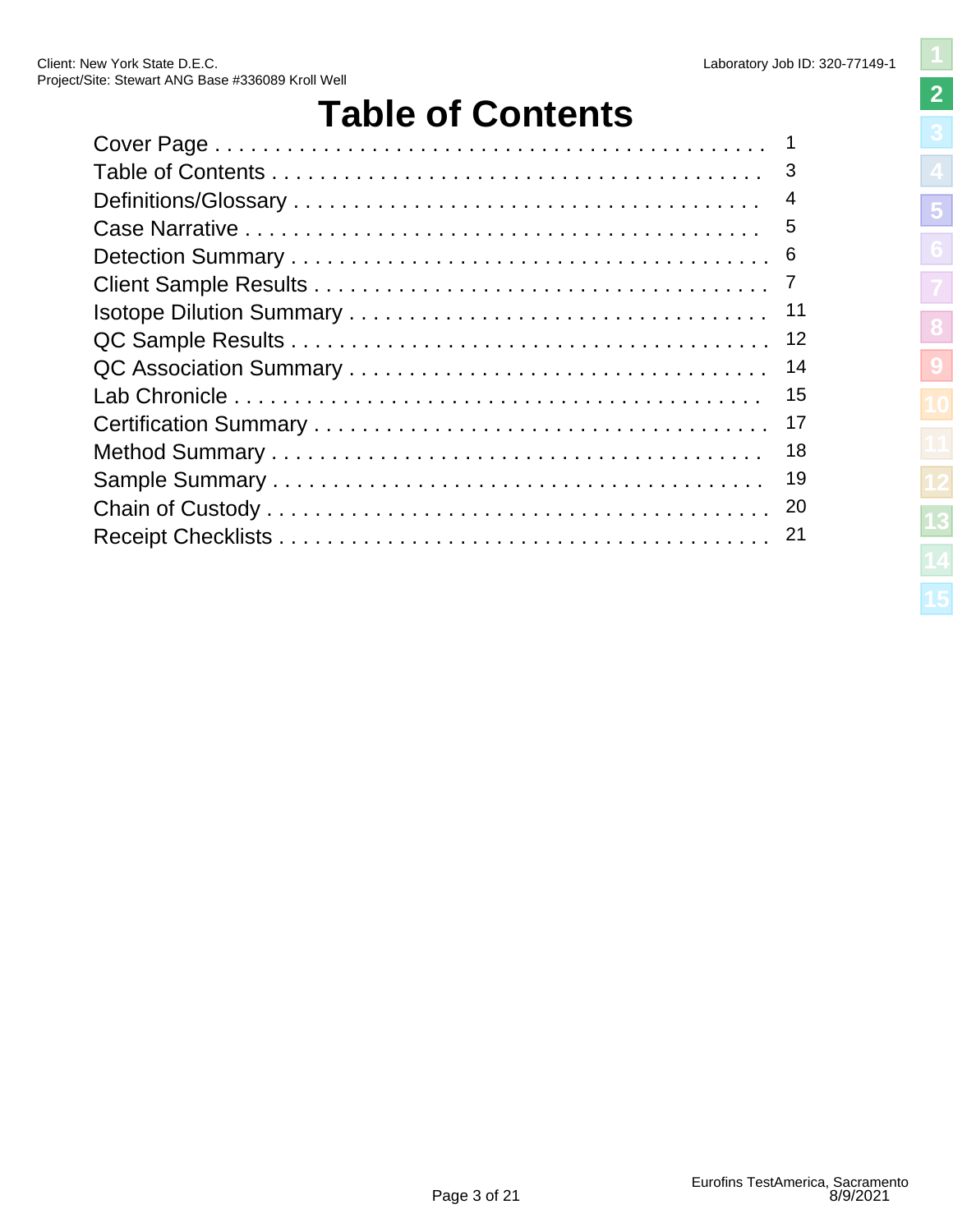# Table of Contents

| Section | Page |
| --- | --- |
| Cover Page | 1 |
| Table of Contents | 3 |
| Definitions/Glossary | 4 |
| Case Narrative | 5 |
| Detection Summary | 6 |
| Client Sample Results | 7 |
| Isotope Dilution Summary | 11 |
| QC Sample Results | 12 |
| QC Association Summary | 14 |
| Lab Chronicle | 15 |
| Certification Summary | 17 |
| Method Summary | 18 |
| Sample Summary | 19 |
| Chain of Custody | 20 |
| Receipt Checklists | 21 |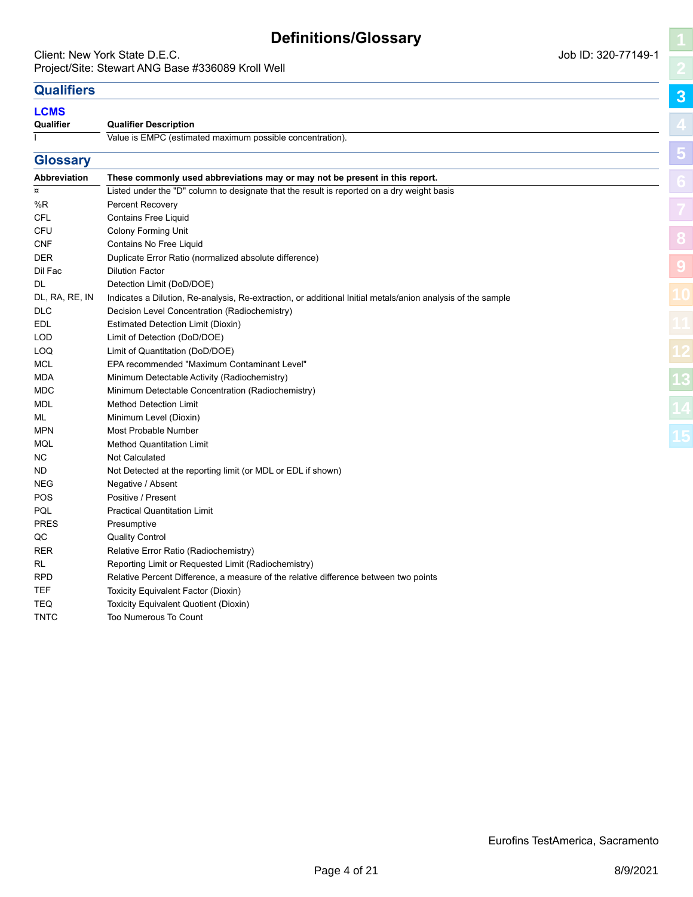# Definitions/Glossary

Client: New York State D.E.C.
Job ID: 320-77149-1
Project/Site: Stewart ANG Base #336089 Kroll Well

## Qualifiers

### LCMS

| Qualifier | Qualifier Description |
| --- | --- |
| I | Value is EMPC (estimated maximum possible concentration). |

## Glossary

| Abbreviation | These commonly used abbreviations may or may not be present in this report. |
| --- | --- |
| ¤ | Listed under the "D" column to designate that the result is reported on a dry weight basis |
| %R | Percent Recovery |
| CFL | Contains Free Liquid |
| CFU | Colony Forming Unit |
| CNF | Contains No Free Liquid |
| DER | Duplicate Error Ratio (normalized absolute difference) |
| Dil Fac | Dilution Factor |
| DL | Detection Limit (DoD/DOE) |
| DL, RA, RE, IN | Indicates a Dilution, Re-analysis, Re-extraction, or additional Initial metals/anion analysis of the sample |
| DLC | Decision Level Concentration (Radiochemistry) |
| EDL | Estimated Detection Limit (Dioxin) |
| LOD | Limit of Detection (DoD/DOE) |
| LOQ | Limit of Quantitation (DoD/DOE) |
| MCL | EPA recommended "Maximum Contaminant Level" |
| MDA | Minimum Detectable Activity (Radiochemistry) |
| MDC | Minimum Detectable Concentration (Radiochemistry) |
| MDL | Method Detection Limit |
| ML | Minimum Level (Dioxin) |
| MPN | Most Probable Number |
| MQL | Method Quantitation Limit |
| NC | Not Calculated |
| ND | Not Detected at the reporting limit (or MDL or EDL if shown) |
| NEG | Negative / Absent |
| POS | Positive / Present |
| PQL | Practical Quantitation Limit |
| PRES | Presumptive |
| QC | Quality Control |
| RER | Relative Error Ratio (Radiochemistry) |
| RL | Reporting Limit or Requested Limit (Radiochemistry) |
| RPD | Relative Percent Difference, a measure of the relative difference between two points |
| TEF | Toxicity Equivalent Factor (Dioxin) |
| TEQ | Toxicity Equivalent Quotient (Dioxin) |
| TNTC | Too Numerous To Count |

Eurofins TestAmerica, Sacramento

8/9/2021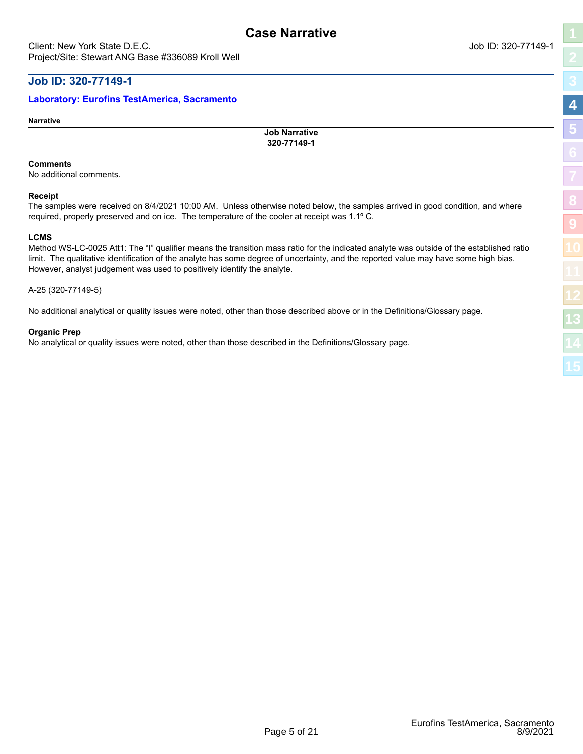# Case Narrative

Client: New York State D.E.C.

Job ID: 320-77149-1

Project/Site: Stewart ANG Base #336089 Kroll Well

## Job ID: 320-77149-1

### Laboratory: Eurofins TestAmerica, Sacramento

**Narrative**

**Job Narrative**
**320-77149-1**

**Comments**

No additional comments.

**Receipt**

The samples were received on 8/4/2021 10:00 AM. Unless otherwise noted below, the samples arrived in good condition, and where required, properly preserved and on ice. The temperature of the cooler at receipt was 1.1º C.

**LCMS**

Method WS-LC-0025 Att1: The "I" qualifier means the transition mass ratio for the indicated analyte was outside of the established ratio limit. The qualitative identification of the analyte has some degree of uncertainty, and the reported value may have some high bias. However, analyst judgement was used to positively identify the analyte.

A-25 (320-77149-5)

No additional analytical or quality issues were noted, other than those described above or in the Definitions/Glossary page.

**Organic Prep**

No analytical or quality issues were noted, other than those described in the Definitions/Glossary page.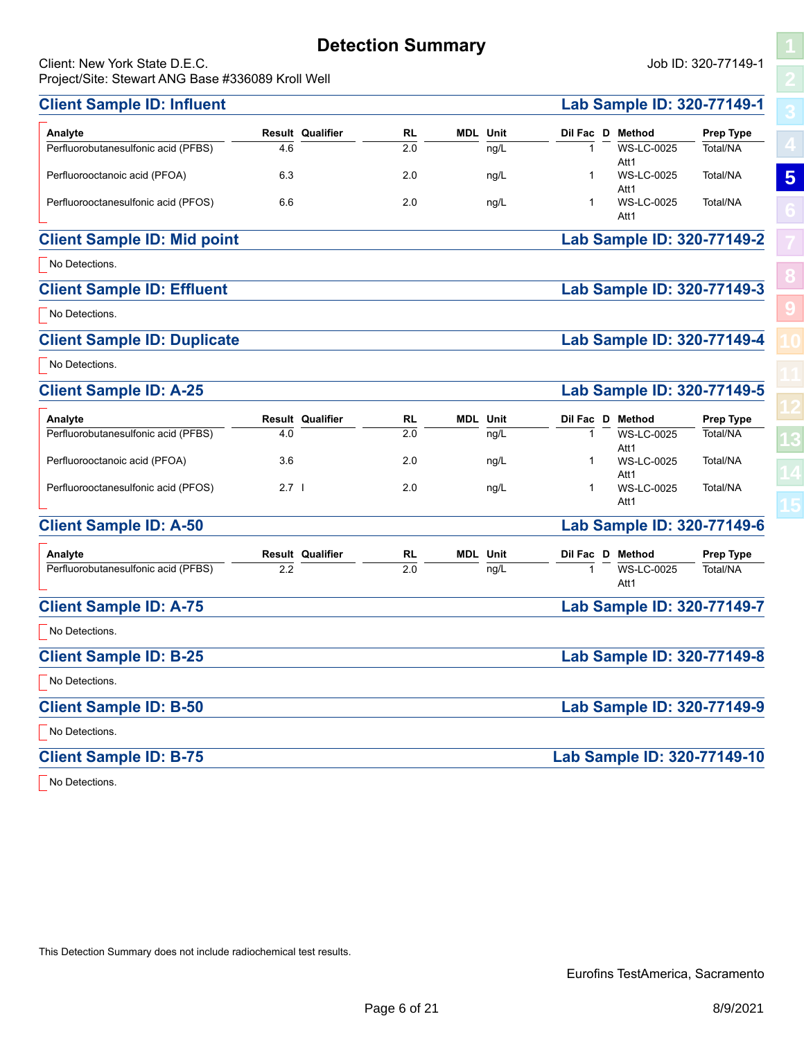# Detection Summary

Client: New York State D.E.C.
Project/Site: Stewart ANG Base #336089 Kroll Well

Job ID: 320-77149-1

## Client Sample ID: Influent — Lab Sample ID: 320-77149-1

| Analyte | Result | Qualifier | RL | MDL | Unit | Dil Fac | D | Method | Prep Type |
|---|---|---|---|---|---|---|---|---|---|
| Perfluorobutanesulfonic acid (PFBS) | 4.6 | | 2.0 | | ng/L | 1 | | WS-LC-0025 Att1 | Total/NA |
| Perfluorooctanoic acid (PFOA) | 6.3 | | 2.0 | | ng/L | 1 | | WS-LC-0025 Att1 | Total/NA |
| Perfluorooctanesulfonic acid (PFOS) | 6.6 | | 2.0 | | ng/L | 1 | | WS-LC-0025 Att1 | Total/NA |

## Client Sample ID: Mid point — Lab Sample ID: 320-77149-2

No Detections.

## Client Sample ID: Effluent — Lab Sample ID: 320-77149-3

No Detections.

## Client Sample ID: Duplicate — Lab Sample ID: 320-77149-4

No Detections.

## Client Sample ID: A-25 — Lab Sample ID: 320-77149-5

| Analyte | Result | Qualifier | RL | MDL | Unit | Dil Fac | D | Method | Prep Type |
|---|---|---|---|---|---|---|---|---|---|
| Perfluorobutanesulfonic acid (PFBS) | 4.0 | | 2.0 | | ng/L | 1 | | WS-LC-0025 Att1 | Total/NA |
| Perfluorooctanoic acid (PFOA) | 3.6 | | 2.0 | | ng/L | 1 | | WS-LC-0025 Att1 | Total/NA |
| Perfluorooctanesulfonic acid (PFOS) | 2.7 | I | 2.0 | | ng/L | 1 | | WS-LC-0025 Att1 | Total/NA |

## Client Sample ID: A-50 — Lab Sample ID: 320-77149-6

| Analyte | Result | Qualifier | RL | MDL | Unit | Dil Fac | D | Method | Prep Type |
|---|---|---|---|---|---|---|---|---|---|
| Perfluorobutanesulfonic acid (PFBS) | 2.2 | | 2.0 | | ng/L | 1 | | WS-LC-0025 Att1 | Total/NA |

## Client Sample ID: A-75 — Lab Sample ID: 320-77149-7

No Detections.

## Client Sample ID: B-25 — Lab Sample ID: 320-77149-8

No Detections.

## Client Sample ID: B-50 — Lab Sample ID: 320-77149-9

No Detections.

## Client Sample ID: B-75 — Lab Sample ID: 320-77149-10

No Detections.

This Detection Summary does not include radiochemical test results.

Eurofins TestAmerica, Sacramento

8/9/2021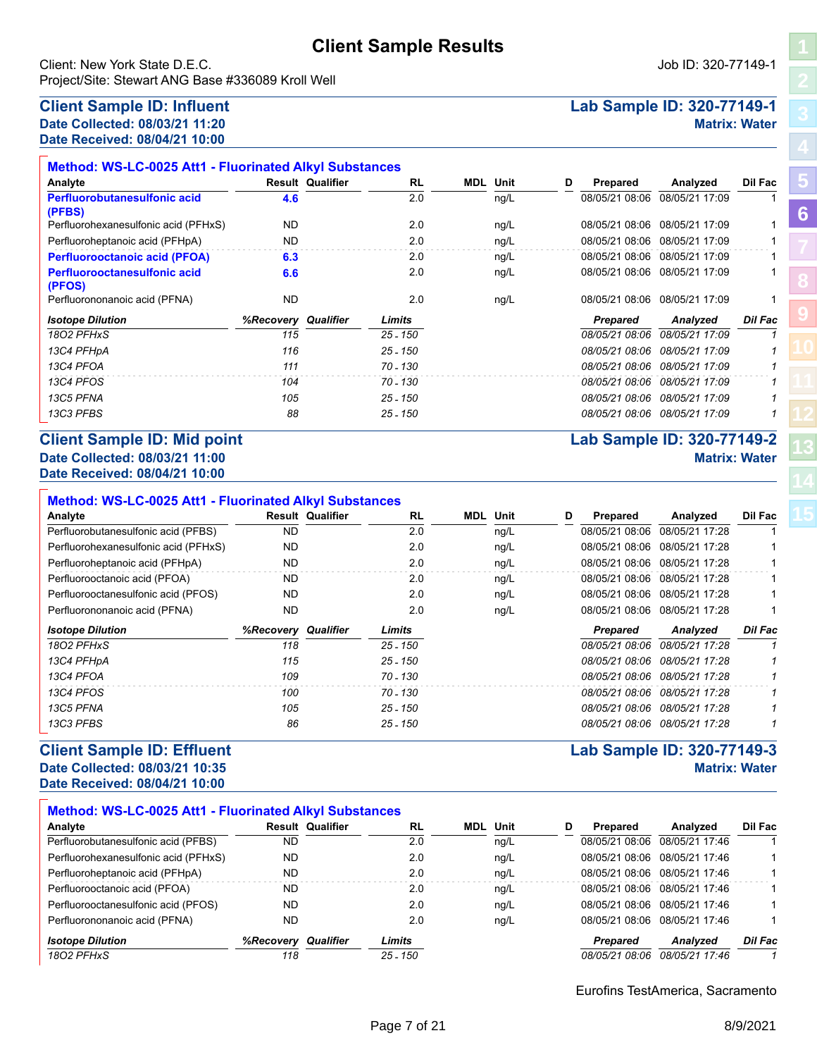# Client Sample Results

Client: New York State D.E.C.
Project/Site: Stewart ANG Base #336089 Kroll Well

Job ID: 320-77149-1

## Client Sample ID: Influent

**Lab Sample ID: 320-77149-1**

**Date Collected: 08/03/21 11:20**
**Date Received: 08/04/21 10:00**

**Matrix: Water**

### Method: WS-LC-0025 Att1 - Fluorinated Alkyl Substances

| Analyte | Result | Qualifier | RL | MDL | Unit | D | Prepared | Analyzed | Dil Fac |
|---|---|---|---|---|---|---|---|---|---|
| **Perfluorobutanesulfonic acid (PFBS)** | **4.6** | | 2.0 | | ng/L | | 08/05/21 08:06 | 08/05/21 17:09 | 1 |
| Perfluorohexanesulfonic acid (PFHxS) | ND | | 2.0 | | ng/L | | 08/05/21 08:06 | 08/05/21 17:09 | 1 |
| Perfluoroheptanoic acid (PFHpA) | ND | | 2.0 | | ng/L | | 08/05/21 08:06 | 08/05/21 17:09 | 1 |
| **Perfluorooctanoic acid (PFOA)** | **6.3** | | 2.0 | | ng/L | | 08/05/21 08:06 | 08/05/21 17:09 | 1 |
| **Perfluorooctanesulfonic acid (PFOS)** | **6.6** | | 2.0 | | ng/L | | 08/05/21 08:06 | 08/05/21 17:09 | 1 |
| Perfluorononanoic acid (PFNA) | ND | | 2.0 | | ng/L | | 08/05/21 08:06 | 08/05/21 17:09 | 1 |

| *Isotope Dilution* | *%Recovery* | *Qualifier* | *Limits* | *Prepared* | *Analyzed* | *Dil Fac* |
|---|---|---|---|---|---|---|
| *18O2 PFHxS* | *115* | | *25 - 150* | *08/05/21 08:06* | *08/05/21 17:09* | *1* |
| *13C4 PFHpA* | *116* | | *25 - 150* | *08/05/21 08:06* | *08/05/21 17:09* | *1* |
| *13C4 PFOA* | *111* | | *70 - 130* | *08/05/21 08:06* | *08/05/21 17:09* | *1* |
| *13C4 PFOS* | *104* | | *70 - 130* | *08/05/21 08:06* | *08/05/21 17:09* | *1* |
| *13C5 PFNA* | *105* | | *25 - 150* | *08/05/21 08:06* | *08/05/21 17:09* | *1* |
| *13C3 PFBS* | *88* | | *25 - 150* | *08/05/21 08:06* | *08/05/21 17:09* | *1* |

## Client Sample ID: Mid point

**Lab Sample ID: 320-77149-2**

**Date Collected: 08/03/21 11:00**
**Date Received: 08/04/21 10:00**

**Matrix: Water**

### Method: WS-LC-0025 Att1 - Fluorinated Alkyl Substances

| Analyte | Result | Qualifier | RL | MDL | Unit | D | Prepared | Analyzed | Dil Fac |
|---|---|---|---|---|---|---|---|---|---|
| Perfluorobutanesulfonic acid (PFBS) | ND | | 2.0 | | ng/L | | 08/05/21 08:06 | 08/05/21 17:28 | 1 |
| Perfluorohexanesulfonic acid (PFHxS) | ND | | 2.0 | | ng/L | | 08/05/21 08:06 | 08/05/21 17:28 | 1 |
| Perfluoroheptanoic acid (PFHpA) | ND | | 2.0 | | ng/L | | 08/05/21 08:06 | 08/05/21 17:28 | 1 |
| Perfluorooctanoic acid (PFOA) | ND | | 2.0 | | ng/L | | 08/05/21 08:06 | 08/05/21 17:28 | 1 |
| Perfluorooctanesulfonic acid (PFOS) | ND | | 2.0 | | ng/L | | 08/05/21 08:06 | 08/05/21 17:28 | 1 |
| Perfluorononanoic acid (PFNA) | ND | | 2.0 | | ng/L | | 08/05/21 08:06 | 08/05/21 17:28 | 1 |

| *Isotope Dilution* | *%Recovery* | *Qualifier* | *Limits* | *Prepared* | *Analyzed* | *Dil Fac* |
|---|---|---|---|---|---|---|
| *18O2 PFHxS* | *118* | | *25 - 150* | *08/05/21 08:06* | *08/05/21 17:28* | *1* |
| *13C4 PFHpA* | *115* | | *25 - 150* | *08/05/21 08:06* | *08/05/21 17:28* | *1* |
| *13C4 PFOA* | *109* | | *70 - 130* | *08/05/21 08:06* | *08/05/21 17:28* | *1* |
| *13C4 PFOS* | *100* | | *70 - 130* | *08/05/21 08:06* | *08/05/21 17:28* | *1* |
| *13C5 PFNA* | *105* | | *25 - 150* | *08/05/21 08:06* | *08/05/21 17:28* | *1* |
| *13C3 PFBS* | *86* | | *25 - 150* | *08/05/21 08:06* | *08/05/21 17:28* | *1* |

## Client Sample ID: Effluent

**Lab Sample ID: 320-77149-3**

**Date Collected: 08/03/21 10:35**
**Date Received: 08/04/21 10:00**

**Matrix: Water**

### Method: WS-LC-0025 Att1 - Fluorinated Alkyl Substances

| Analyte | Result | Qualifier | RL | MDL | Unit | D | Prepared | Analyzed | Dil Fac |
|---|---|---|---|---|---|---|---|---|---|
| Perfluorobutanesulfonic acid (PFBS) | ND | | 2.0 | | ng/L | | 08/05/21 08:06 | 08/05/21 17:46 | 1 |
| Perfluorohexanesulfonic acid (PFHxS) | ND | | 2.0 | | ng/L | | 08/05/21 08:06 | 08/05/21 17:46 | 1 |
| Perfluoroheptanoic acid (PFHpA) | ND | | 2.0 | | ng/L | | 08/05/21 08:06 | 08/05/21 17:46 | 1 |
| Perfluorooctanoic acid (PFOA) | ND | | 2.0 | | ng/L | | 08/05/21 08:06 | 08/05/21 17:46 | 1 |
| Perfluorooctanesulfonic acid (PFOS) | ND | | 2.0 | | ng/L | | 08/05/21 08:06 | 08/05/21 17:46 | 1 |
| Perfluorononanoic acid (PFNA) | ND | | 2.0 | | ng/L | | 08/05/21 08:06 | 08/05/21 17:46 | 1 |

| *Isotope Dilution* | *%Recovery* | *Qualifier* | *Limits* | *Prepared* | *Analyzed* | *Dil Fac* |
|---|---|---|---|---|---|---|
| *18O2 PFHxS* | *118* | | *25 - 150* | *08/05/21 08:06* | *08/05/21 17:46* | *1* |

Eurofins TestAmerica, Sacramento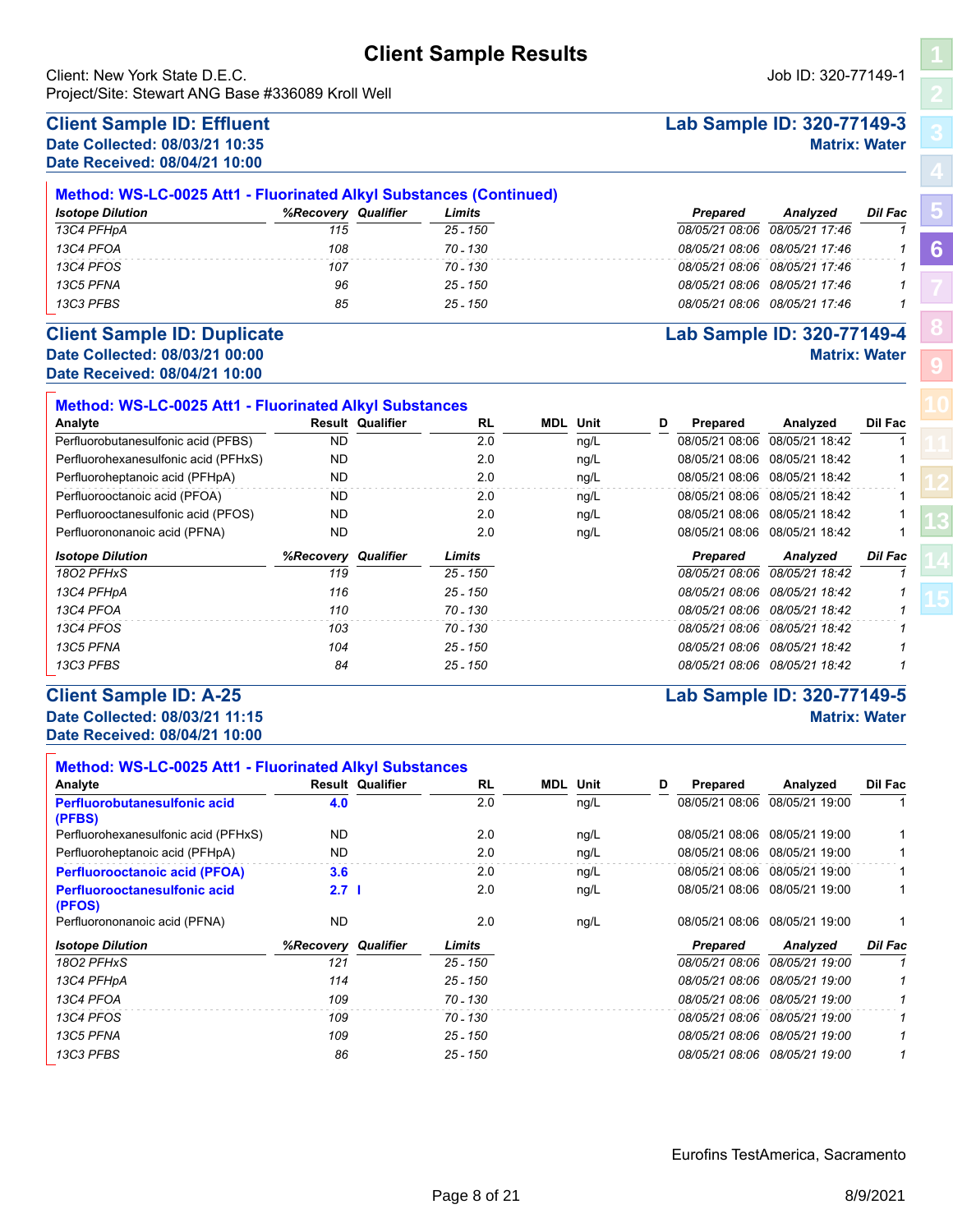# Client Sample Results

Client: New York State D.E.C.
Project/Site: Stewart ANG Base #336089 Kroll Well

Job ID: 320-77149-1

## Client Sample ID: Effluent

**Lab Sample ID: 320-77149-3**

**Date Collected: 08/03/21 10:35**
**Date Received: 08/04/21 10:00**

**Matrix: Water**

### Method: WS-LC-0025 Att1 - Fluorinated Alkyl Substances (Continued)

| *Isotope Dilution* | *%Recovery* | *Qualifier* | *Limits* | *Prepared* | *Analyzed* | *Dil Fac* |
|---|---|---|---|---|---|---|
| *13C4 PFHpA* | *115* | | *25 - 150* | *08/05/21 08:06* | *08/05/21 17:46* | *1* |
| *13C4 PFOA* | *108* | | *70 - 130* | *08/05/21 08:06* | *08/05/21 17:46* | *1* |
| *13C4 PFOS* | *107* | | *70 - 130* | *08/05/21 08:06* | *08/05/21 17:46* | *1* |
| *13C5 PFNA* | *96* | | *25 - 150* | *08/05/21 08:06* | *08/05/21 17:46* | *1* |
| *13C3 PFBS* | *85* | | *25 - 150* | *08/05/21 08:06* | *08/05/21 17:46* | *1* |

## Client Sample ID: Duplicate

**Lab Sample ID: 320-77149-4**

**Date Collected: 08/03/21 00:00**
**Date Received: 08/04/21 10:00**

**Matrix: Water**

### Method: WS-LC-0025 Att1 - Fluorinated Alkyl Substances

| Analyte | Result | Qualifier | RL | MDL | Unit | D | Prepared | Analyzed | Dil Fac |
|---|---|---|---|---|---|---|---|---|---|
| Perfluorobutanesulfonic acid (PFBS) | ND | | 2.0 | | ng/L | | 08/05/21 08:06 | 08/05/21 18:42 | 1 |
| Perfluorohexanesulfonic acid (PFHxS) | ND | | 2.0 | | ng/L | | 08/05/21 08:06 | 08/05/21 18:42 | 1 |
| Perfluoroheptanoic acid (PFHpA) | ND | | 2.0 | | ng/L | | 08/05/21 08:06 | 08/05/21 18:42 | 1 |
| Perfluorooctanoic acid (PFOA) | ND | | 2.0 | | ng/L | | 08/05/21 08:06 | 08/05/21 18:42 | 1 |
| Perfluorooctanesulfonic acid (PFOS) | ND | | 2.0 | | ng/L | | 08/05/21 08:06 | 08/05/21 18:42 | 1 |
| Perfluorononanoic acid (PFNA) | ND | | 2.0 | | ng/L | | 08/05/21 08:06 | 08/05/21 18:42 | 1 |

| *Isotope Dilution* | *%Recovery* | *Qualifier* | *Limits* | *Prepared* | *Analyzed* | *Dil Fac* |
|---|---|---|---|---|---|---|
| *18O2 PFHxS* | *119* | | *25 - 150* | *08/05/21 08:06* | *08/05/21 18:42* | *1* |
| *13C4 PFHpA* | *116* | | *25 - 150* | *08/05/21 08:06* | *08/05/21 18:42* | *1* |
| *13C4 PFOA* | *110* | | *70 - 130* | *08/05/21 08:06* | *08/05/21 18:42* | *1* |
| *13C4 PFOS* | *103* | | *70 - 130* | *08/05/21 08:06* | *08/05/21 18:42* | *1* |
| *13C5 PFNA* | *104* | | *25 - 150* | *08/05/21 08:06* | *08/05/21 18:42* | *1* |
| *13C3 PFBS* | *84* | | *25 - 150* | *08/05/21 08:06* | *08/05/21 18:42* | *1* |

## Client Sample ID: A-25

**Lab Sample ID: 320-77149-5**

**Date Collected: 08/03/21 11:15**
**Date Received: 08/04/21 10:00**

**Matrix: Water**

### Method: WS-LC-0025 Att1 - Fluorinated Alkyl Substances

| Analyte | Result | Qualifier | RL | MDL | Unit | D | Prepared | Analyzed | Dil Fac |
|---|---|---|---|---|---|---|---|---|---|
| **Perfluorobutanesulfonic acid (PFBS)** | **4.0** | | 2.0 | | ng/L | | 08/05/21 08:06 | 08/05/21 19:00 | 1 |
| Perfluorohexanesulfonic acid (PFHxS) | ND | | 2.0 | | ng/L | | 08/05/21 08:06 | 08/05/21 19:00 | 1 |
| Perfluoroheptanoic acid (PFHpA) | ND | | 2.0 | | ng/L | | 08/05/21 08:06 | 08/05/21 19:00 | 1 |
| **Perfluorooctanoic acid (PFOA)** | **3.6** | | 2.0 | | ng/L | | 08/05/21 08:06 | 08/05/21 19:00 | 1 |
| **Perfluorooctanesulfonic acid (PFOS)** | **2.7** | **I** | 2.0 | | ng/L | | 08/05/21 08:06 | 08/05/21 19:00 | 1 |
| Perfluorononanoic acid (PFNA) | ND | | 2.0 | | ng/L | | 08/05/21 08:06 | 08/05/21 19:00 | 1 |

| *Isotope Dilution* | *%Recovery* | *Qualifier* | *Limits* | *Prepared* | *Analyzed* | *Dil Fac* |
|---|---|---|---|---|---|---|
| *18O2 PFHxS* | *121* | | *25 - 150* | *08/05/21 08:06* | *08/05/21 19:00* | *1* |
| *13C4 PFHpA* | *114* | | *25 - 150* | *08/05/21 08:06* | *08/05/21 19:00* | *1* |
| *13C4 PFOA* | *109* | | *70 - 130* | *08/05/21 08:06* | *08/05/21 19:00* | *1* |
| *13C4 PFOS* | *109* | | *70 - 130* | *08/05/21 08:06* | *08/05/21 19:00* | *1* |
| *13C5 PFNA* | *109* | | *25 - 150* | *08/05/21 08:06* | *08/05/21 19:00* | *1* |
| *13C3 PFBS* | *86* | | *25 - 150* | *08/05/21 08:06* | *08/05/21 19:00* | *1* |

Eurofins TestAmerica, Sacramento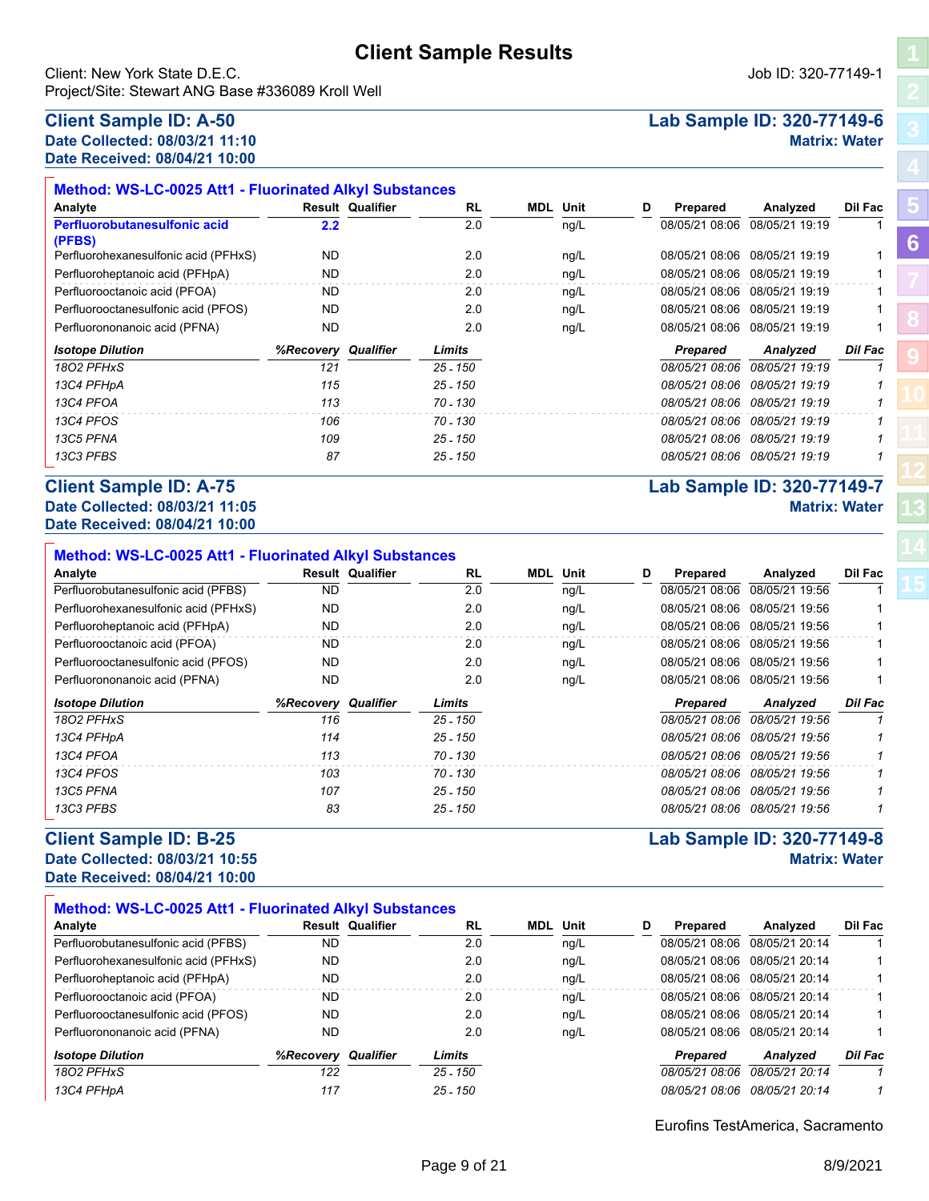# Client Sample Results

Client: New York State D.E.C.
Project/Site: Stewart ANG Base #336089 Kroll Well

Job ID: 320-77149-1

## Client Sample ID: A-50

**Date Collected: 08/03/21 11:10**
**Date Received: 08/04/21 10:00**

**Lab Sample ID: 320-77149-6**
**Matrix: Water**

### Method: WS-LC-0025 Att1 - Fluorinated Alkyl Substances

| Analyte | Result | Qualifier | RL | MDL | Unit | D | Prepared | Analyzed | Dil Fac |
|---|---|---|---|---|---|---|---|---|---|
| **Perfluorobutanesulfonic acid (PFBS)** | **2.2** | | 2.0 | | ng/L | | 08/05/21 08:06 | 08/05/21 19:19 | 1 |
| Perfluorohexanesulfonic acid (PFHxS) | ND | | 2.0 | | ng/L | | 08/05/21 08:06 | 08/05/21 19:19 | 1 |
| Perfluoroheptanoic acid (PFHpA) | ND | | 2.0 | | ng/L | | 08/05/21 08:06 | 08/05/21 19:19 | 1 |
| Perfluorooctanoic acid (PFOA) | ND | | 2.0 | | ng/L | | 08/05/21 08:06 | 08/05/21 19:19 | 1 |
| Perfluorooctanesulfonic acid (PFOS) | ND | | 2.0 | | ng/L | | 08/05/21 08:06 | 08/05/21 19:19 | 1 |
| Perfluorononanoic acid (PFNA) | ND | | 2.0 | | ng/L | | 08/05/21 08:06 | 08/05/21 19:19 | 1 |

| *Isotope Dilution* | *%Recovery* | *Qualifier* | *Limits* | *Prepared* | *Analyzed* | *Dil Fac* |
|---|---|---|---|---|---|---|
| *18O2 PFHxS* | *121* | | *25 - 150* | *08/05/21 08:06* | *08/05/21 19:19* | *1* |
| *13C4 PFHpA* | *115* | | *25 - 150* | *08/05/21 08:06* | *08/05/21 19:19* | *1* |
| *13C4 PFOA* | *113* | | *70 - 130* | *08/05/21 08:06* | *08/05/21 19:19* | *1* |
| *13C4 PFOS* | *106* | | *70 - 130* | *08/05/21 08:06* | *08/05/21 19:19* | *1* |
| *13C5 PFNA* | *109* | | *25 - 150* | *08/05/21 08:06* | *08/05/21 19:19* | *1* |
| *13C3 PFBS* | *87* | | *25 - 150* | *08/05/21 08:06* | *08/05/21 19:19* | *1* |

## Client Sample ID: A-75

**Date Collected: 08/03/21 11:05**
**Date Received: 08/04/21 10:00**

**Lab Sample ID: 320-77149-7**
**Matrix: Water**

### Method: WS-LC-0025 Att1 - Fluorinated Alkyl Substances

| Analyte | Result | Qualifier | RL | MDL | Unit | D | Prepared | Analyzed | Dil Fac |
|---|---|---|---|---|---|---|---|---|---|
| Perfluorobutanesulfonic acid (PFBS) | ND | | 2.0 | | ng/L | | 08/05/21 08:06 | 08/05/21 19:56 | 1 |
| Perfluorohexanesulfonic acid (PFHxS) | ND | | 2.0 | | ng/L | | 08/05/21 08:06 | 08/05/21 19:56 | 1 |
| Perfluoroheptanoic acid (PFHpA) | ND | | 2.0 | | ng/L | | 08/05/21 08:06 | 08/05/21 19:56 | 1 |
| Perfluorooctanoic acid (PFOA) | ND | | 2.0 | | ng/L | | 08/05/21 08:06 | 08/05/21 19:56 | 1 |
| Perfluorooctanesulfonic acid (PFOS) | ND | | 2.0 | | ng/L | | 08/05/21 08:06 | 08/05/21 19:56 | 1 |
| Perfluorononanoic acid (PFNA) | ND | | 2.0 | | ng/L | | 08/05/21 08:06 | 08/05/21 19:56 | 1 |

| *Isotope Dilution* | *%Recovery* | *Qualifier* | *Limits* | *Prepared* | *Analyzed* | *Dil Fac* |
|---|---|---|---|---|---|---|
| *18O2 PFHxS* | *116* | | *25 - 150* | *08/05/21 08:06* | *08/05/21 19:56* | *1* |
| *13C4 PFHpA* | *114* | | *25 - 150* | *08/05/21 08:06* | *08/05/21 19:56* | *1* |
| *13C4 PFOA* | *113* | | *70 - 130* | *08/05/21 08:06* | *08/05/21 19:56* | *1* |
| *13C4 PFOS* | *103* | | *70 - 130* | *08/05/21 08:06* | *08/05/21 19:56* | *1* |
| *13C5 PFNA* | *107* | | *25 - 150* | *08/05/21 08:06* | *08/05/21 19:56* | *1* |
| *13C3 PFBS* | *83* | | *25 - 150* | *08/05/21 08:06* | *08/05/21 19:56* | *1* |

## Client Sample ID: B-25

**Date Collected: 08/03/21 10:55**
**Date Received: 08/04/21 10:00**

**Lab Sample ID: 320-77149-8**
**Matrix: Water**

### Method: WS-LC-0025 Att1 - Fluorinated Alkyl Substances

| Analyte | Result | Qualifier | RL | MDL | Unit | D | Prepared | Analyzed | Dil Fac |
|---|---|---|---|---|---|---|---|---|---|
| Perfluorobutanesulfonic acid (PFBS) | ND | | 2.0 | | ng/L | | 08/05/21 08:06 | 08/05/21 20:14 | 1 |
| Perfluorohexanesulfonic acid (PFHxS) | ND | | 2.0 | | ng/L | | 08/05/21 08:06 | 08/05/21 20:14 | 1 |
| Perfluoroheptanoic acid (PFHpA) | ND | | 2.0 | | ng/L | | 08/05/21 08:06 | 08/05/21 20:14 | 1 |
| Perfluorooctanoic acid (PFOA) | ND | | 2.0 | | ng/L | | 08/05/21 08:06 | 08/05/21 20:14 | 1 |
| Perfluorooctanesulfonic acid (PFOS) | ND | | 2.0 | | ng/L | | 08/05/21 08:06 | 08/05/21 20:14 | 1 |
| Perfluorononanoic acid (PFNA) | ND | | 2.0 | | ng/L | | 08/05/21 08:06 | 08/05/21 20:14 | 1 |

| *Isotope Dilution* | *%Recovery* | *Qualifier* | *Limits* | *Prepared* | *Analyzed* | *Dil Fac* |
|---|---|---|---|---|---|---|
| *18O2 PFHxS* | *122* | | *25 - 150* | *08/05/21 08:06* | *08/05/21 20:14* | *1* |
| *13C4 PFHpA* | *117* | | *25 - 150* | *08/05/21 08:06* | *08/05/21 20:14* | *1* |

Eurofins TestAmerica, Sacramento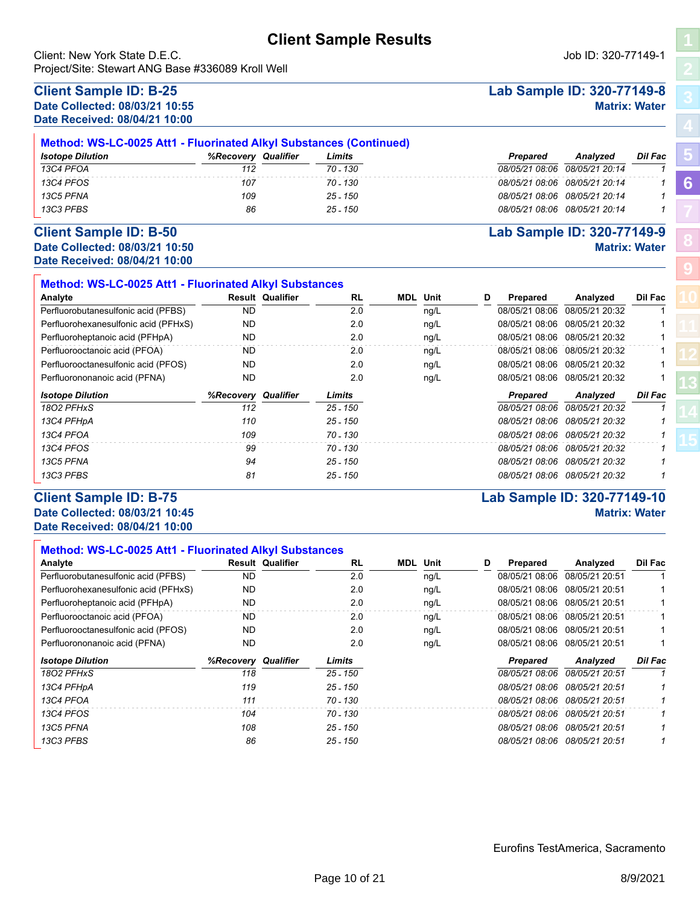# Client Sample Results

Client: New York State D.E.C.
Project/Site: Stewart ANG Base #336089 Kroll Well

Job ID: 320-77149-1

## Client Sample ID: B-25

**Lab Sample ID: 320-77149-8**
**Date Collected: 08/03/21 10:55**
**Date Received: 08/04/21 10:00**
**Matrix: Water**

### Method: WS-LC-0025 Att1 - Fluorinated Alkyl Substances (Continued)

| *Isotope Dilution* | *%Recovery* | *Qualifier* | *Limits* | *Prepared* | *Analyzed* | *Dil Fac* |
|---|---|---|---|---|---|---|
| *13C4 PFOA* | *112* | | *70 - 130* | *08/05/21 08:06* | *08/05/21 20:14* | *1* |
| *13C4 PFOS* | *107* | | *70 - 130* | *08/05/21 08:06* | *08/05/21 20:14* | *1* |
| *13C5 PFNA* | *109* | | *25 - 150* | *08/05/21 08:06* | *08/05/21 20:14* | *1* |
| *13C3 PFBS* | *86* | | *25 - 150* | *08/05/21 08:06* | *08/05/21 20:14* | *1* |

## Client Sample ID: B-50

**Lab Sample ID: 320-77149-9**
**Date Collected: 08/03/21 10:50**
**Date Received: 08/04/21 10:00**
**Matrix: Water**

### Method: WS-LC-0025 Att1 - Fluorinated Alkyl Substances

| Analyte | Result | Qualifier | RL | MDL | Unit | D | Prepared | Analyzed | Dil Fac |
|---|---|---|---|---|---|---|---|---|---|
| Perfluorobutanesulfonic acid (PFBS) | ND | | 2.0 | | ng/L | | 08/05/21 08:06 | 08/05/21 20:32 | 1 |
| Perfluorohexanesulfonic acid (PFHxS) | ND | | 2.0 | | ng/L | | 08/05/21 08:06 | 08/05/21 20:32 | 1 |
| Perfluoroheptanoic acid (PFHpA) | ND | | 2.0 | | ng/L | | 08/05/21 08:06 | 08/05/21 20:32 | 1 |
| Perfluorooctanoic acid (PFOA) | ND | | 2.0 | | ng/L | | 08/05/21 08:06 | 08/05/21 20:32 | 1 |
| Perfluorooctanesulfonic acid (PFOS) | ND | | 2.0 | | ng/L | | 08/05/21 08:06 | 08/05/21 20:32 | 1 |
| Perfluorononanoic acid (PFNA) | ND | | 2.0 | | ng/L | | 08/05/21 08:06 | 08/05/21 20:32 | 1 |

| *Isotope Dilution* | *%Recovery* | *Qualifier* | *Limits* | *Prepared* | *Analyzed* | *Dil Fac* |
|---|---|---|---|---|---|---|
| *18O2 PFHxS* | *112* | | *25 - 150* | *08/05/21 08:06* | *08/05/21 20:32* | *1* |
| *13C4 PFHpA* | *110* | | *25 - 150* | *08/05/21 08:06* | *08/05/21 20:32* | *1* |
| *13C4 PFOA* | *109* | | *70 - 130* | *08/05/21 08:06* | *08/05/21 20:32* | *1* |
| *13C4 PFOS* | *99* | | *70 - 130* | *08/05/21 08:06* | *08/05/21 20:32* | *1* |
| *13C5 PFNA* | *94* | | *25 - 150* | *08/05/21 08:06* | *08/05/21 20:32* | *1* |
| *13C3 PFBS* | *81* | | *25 - 150* | *08/05/21 08:06* | *08/05/21 20:32* | *1* |

## Client Sample ID: B-75

**Lab Sample ID: 320-77149-10**
**Date Collected: 08/03/21 10:45**
**Date Received: 08/04/21 10:00**
**Matrix: Water**

### Method: WS-LC-0025 Att1 - Fluorinated Alkyl Substances

| Analyte | Result | Qualifier | RL | MDL | Unit | D | Prepared | Analyzed | Dil Fac |
|---|---|---|---|---|---|---|---|---|---|
| Perfluorobutanesulfonic acid (PFBS) | ND | | 2.0 | | ng/L | | 08/05/21 08:06 | 08/05/21 20:51 | 1 |
| Perfluorohexanesulfonic acid (PFHxS) | ND | | 2.0 | | ng/L | | 08/05/21 08:06 | 08/05/21 20:51 | 1 |
| Perfluoroheptanoic acid (PFHpA) | ND | | 2.0 | | ng/L | | 08/05/21 08:06 | 08/05/21 20:51 | 1 |
| Perfluorooctanoic acid (PFOA) | ND | | 2.0 | | ng/L | | 08/05/21 08:06 | 08/05/21 20:51 | 1 |
| Perfluorooctanesulfonic acid (PFOS) | ND | | 2.0 | | ng/L | | 08/05/21 08:06 | 08/05/21 20:51 | 1 |
| Perfluorononanoic acid (PFNA) | ND | | 2.0 | | ng/L | | 08/05/21 08:06 | 08/05/21 20:51 | 1 |

| *Isotope Dilution* | *%Recovery* | *Qualifier* | *Limits* | *Prepared* | *Analyzed* | *Dil Fac* |
|---|---|---|---|---|---|---|
| *18O2 PFHxS* | *118* | | *25 - 150* | *08/05/21 08:06* | *08/05/21 20:51* | *1* |
| *13C4 PFHpA* | *119* | | *25 - 150* | *08/05/21 08:06* | *08/05/21 20:51* | *1* |
| *13C4 PFOA* | *111* | | *70 - 130* | *08/05/21 08:06* | *08/05/21 20:51* | *1* |
| *13C4 PFOS* | *104* | | *70 - 130* | *08/05/21 08:06* | *08/05/21 20:51* | *1* |
| *13C5 PFNA* | *108* | | *25 - 150* | *08/05/21 08:06* | *08/05/21 20:51* | *1* |
| *13C3 PFBS* | *86* | | *25 - 150* | *08/05/21 08:06* | *08/05/21 20:51* | *1* |

Eurofins TestAmerica, Sacramento

8/9/2021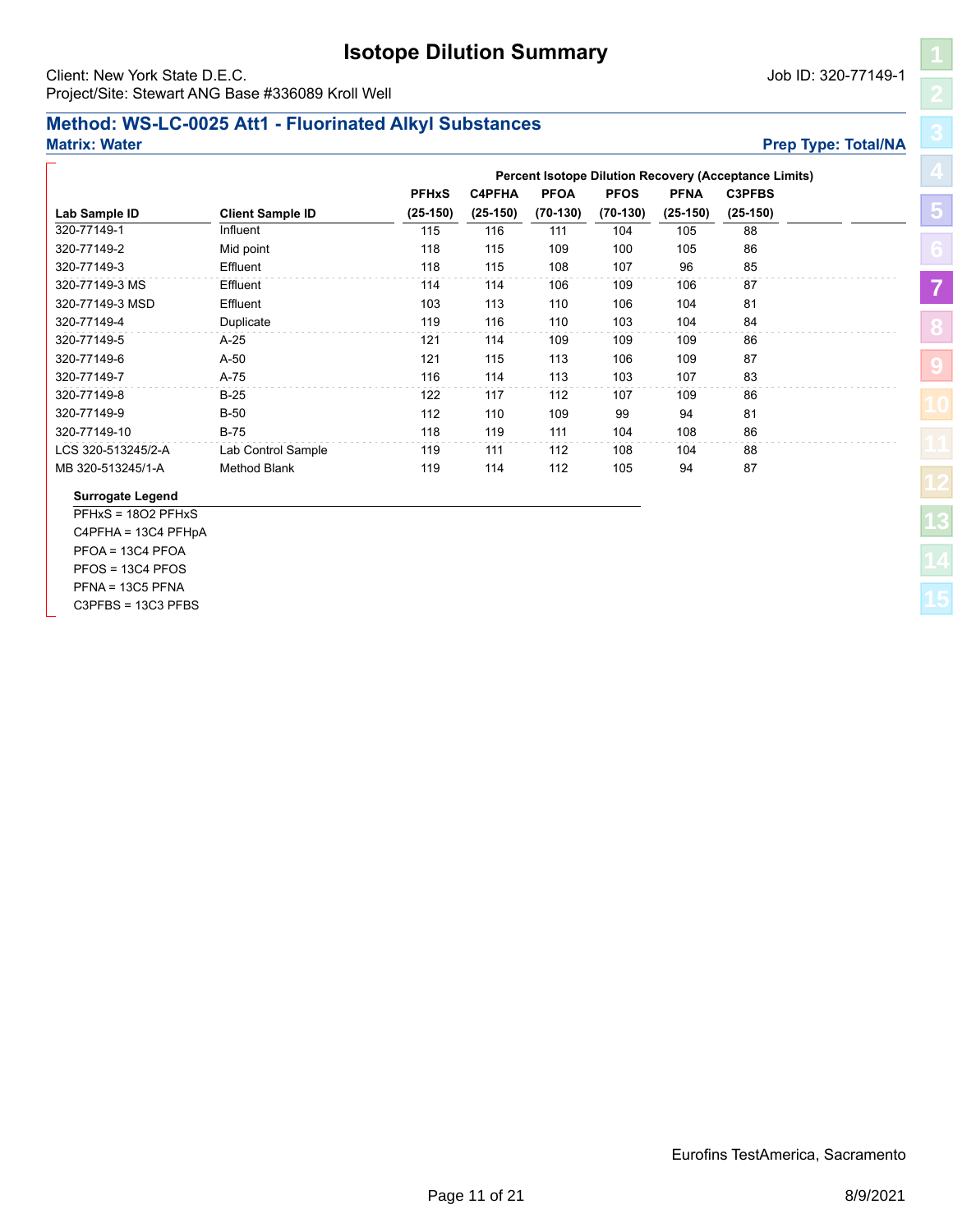# Isotope Dilution Summary

Client: New York State D.E.C.

Job ID: 320-77149-1

Project/Site: Stewart ANG Base #336089 Kroll Well

## Method: WS-LC-0025 Att1 - Fluorinated Alkyl Substances

**Matrix: Water**

**Prep Type: Total/NA**

| | | Percent Isotope Dilution Recovery (Acceptance Limits) | | | | | |
|---|---|---|---|---|---|---|---|
| | | PFHxS | C4PFHA | PFOA | PFOS | PFNA | C3PFBS |
| Lab Sample ID | Client Sample ID | (25-150) | (25-150) | (70-130) | (70-130) | (25-150) | (25-150) |
| 320-77149-1 | Influent | 115 | 116 | 111 | 104 | 105 | 88 |
| 320-77149-2 | Mid point | 118 | 115 | 109 | 100 | 105 | 86 |
| 320-77149-3 | Effluent | 118 | 115 | 108 | 107 | 96 | 85 |
| 320-77149-3 MS | Effluent | 114 | 114 | 106 | 109 | 106 | 87 |
| 320-77149-3 MSD | Effluent | 103 | 113 | 110 | 106 | 104 | 81 |
| 320-77149-4 | Duplicate | 119 | 116 | 110 | 103 | 104 | 84 |
| 320-77149-5 | A-25 | 121 | 114 | 109 | 109 | 109 | 86 |
| 320-77149-6 | A-50 | 121 | 115 | 113 | 106 | 109 | 87 |
| 320-77149-7 | A-75 | 116 | 114 | 113 | 103 | 107 | 83 |
| 320-77149-8 | B-25 | 122 | 117 | 112 | 107 | 109 | 86 |
| 320-77149-9 | B-50 | 112 | 110 | 109 | 99 | 94 | 81 |
| 320-77149-10 | B-75 | 118 | 119 | 111 | 104 | 108 | 86 |
| LCS 320-513245/2-A | Lab Control Sample | 119 | 111 | 112 | 108 | 104 | 88 |
| MB 320-513245/1-A | Method Blank | 119 | 114 | 112 | 105 | 94 | 87 |

**Surrogate Legend**

PFHxS = 18O2 PFHxS

C4PFHA = 13C4 PFHpA

PFOA = 13C4 PFOA

PFOS = 13C4 PFOS

PFNA = 13C5 PFNA

C3PFBS = 13C3 PFBS

Eurofins TestAmerica, Sacramento

8/9/2021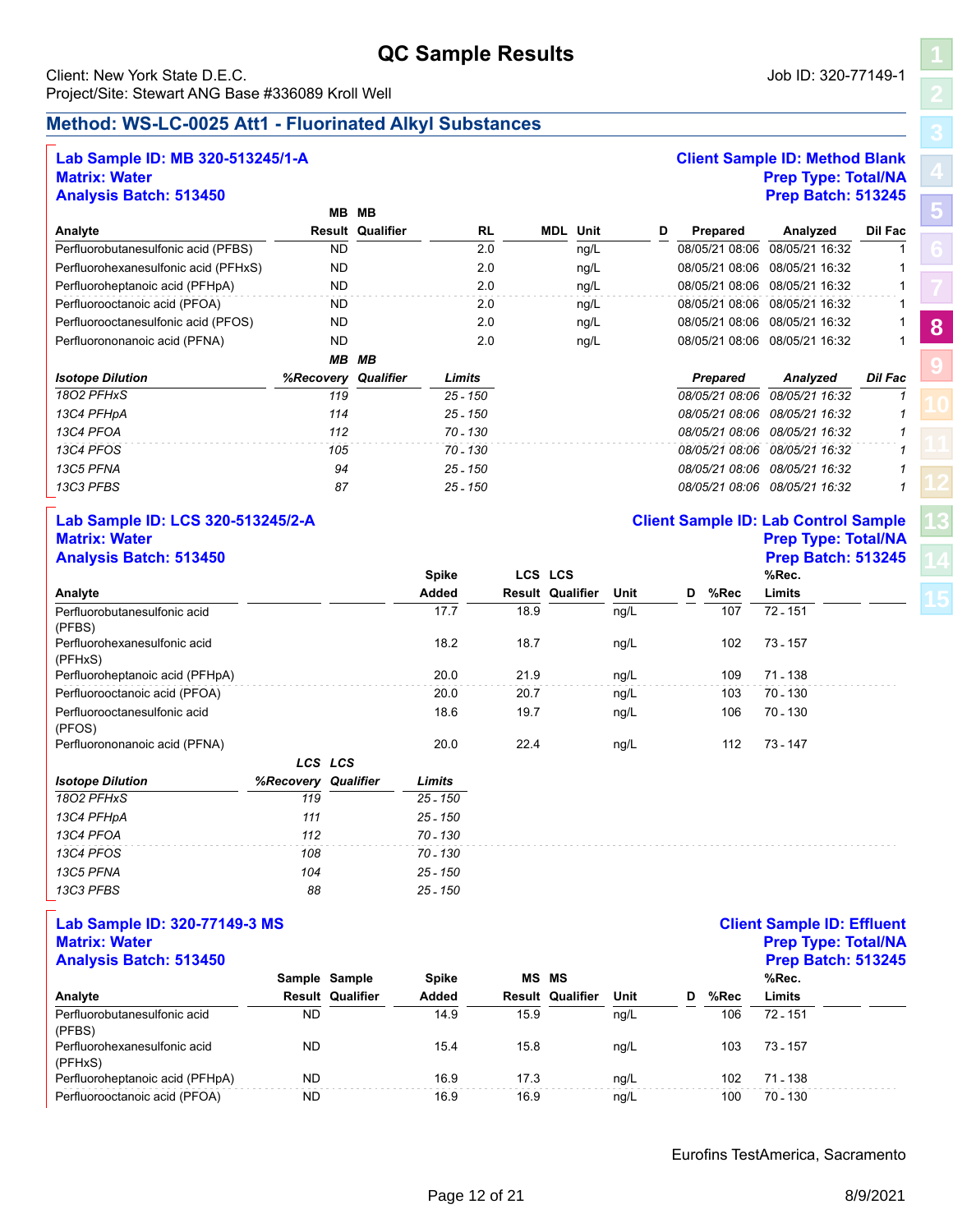# QC Sample Results

Client: New York State D.E.C.
Project/Site: Stewart ANG Base #336089 Kroll Well

Job ID: 320-77149-1

## Method: WS-LC-0025 Att1 - Fluorinated Alkyl Substances

**Lab Sample ID: MB 320-513245/1-A**
**Matrix: Water**
**Analysis Batch: 513450**

**Client Sample ID: Method Blank**
**Prep Type: Total/NA**
**Prep Batch: 513245**

| Analyte | MB Result | MB Qualifier | RL | MDL | Unit | D | Prepared | Analyzed | Dil Fac |
|---|---|---|---|---|---|---|---|---|---|
| Perfluorobutanesulfonic acid (PFBS) | ND | | 2.0 | | ng/L | | 08/05/21 08:06 | 08/05/21 16:32 | 1 |
| Perfluorohexanesulfonic acid (PFHxS) | ND | | 2.0 | | ng/L | | 08/05/21 08:06 | 08/05/21 16:32 | 1 |
| Perfluoroheptanoic acid (PFHpA) | ND | | 2.0 | | ng/L | | 08/05/21 08:06 | 08/05/21 16:32 | 1 |
| Perfluorooctanoic acid (PFOA) | ND | | 2.0 | | ng/L | | 08/05/21 08:06 | 08/05/21 16:32 | 1 |
| Perfluorooctanesulfonic acid (PFOS) | ND | | 2.0 | | ng/L | | 08/05/21 08:06 | 08/05/21 16:32 | 1 |
| Perfluorononanoic acid (PFNA) | ND | | 2.0 | | ng/L | | 08/05/21 08:06 | 08/05/21 16:32 | 1 |

| *Isotope Dilution* | *MB %Recovery* | *MB Qualifier* | *Limits* | *Prepared* | *Analyzed* | *Dil Fac* |
|---|---|---|---|---|---|---|
| *18O2 PFHxS* | *119* | | *25 - 150* | *08/05/21 08:06* | *08/05/21 16:32* | *1* |
| *13C4 PFHpA* | *114* | | *25 - 150* | *08/05/21 08:06* | *08/05/21 16:32* | *1* |
| *13C4 PFOA* | *112* | | *70 - 130* | *08/05/21 08:06* | *08/05/21 16:32* | *1* |
| *13C4 PFOS* | *105* | | *70 - 130* | *08/05/21 08:06* | *08/05/21 16:32* | *1* |
| *13C5 PFNA* | *94* | | *25 - 150* | *08/05/21 08:06* | *08/05/21 16:32* | *1* |
| *13C3 PFBS* | *87* | | *25 - 150* | *08/05/21 08:06* | *08/05/21 16:32* | *1* |

**Lab Sample ID: LCS 320-513245/2-A**
**Matrix: Water**
**Analysis Batch: 513450**

**Client Sample ID: Lab Control Sample**
**Prep Type: Total/NA**
**Prep Batch: 513245**

| Analyte | Spike Added | LCS Result | LCS Qualifier | Unit | D | %Rec | %Rec. Limits |
|---|---|---|---|---|---|---|---|
| Perfluorobutanesulfonic acid (PFBS) | 17.7 | 18.9 | | ng/L | | 107 | 72 - 151 |
| Perfluorohexanesulfonic acid (PFHxS) | 18.2 | 18.7 | | ng/L | | 102 | 73 - 157 |
| Perfluoroheptanoic acid (PFHpA) | 20.0 | 21.9 | | ng/L | | 109 | 71 - 138 |
| Perfluorooctanoic acid (PFOA) | 20.0 | 20.7 | | ng/L | | 103 | 70 - 130 |
| Perfluorooctanesulfonic acid (PFOS) | 18.6 | 19.7 | | ng/L | | 106 | 70 - 130 |
| Perfluorononanoic acid (PFNA) | 20.0 | 22.4 | | ng/L | | 112 | 73 - 147 |

| *Isotope Dilution* | *LCS %Recovery* | *LCS Qualifier* | *Limits* |
|---|---|---|---|
| *18O2 PFHxS* | *119* | | *25 - 150* |
| *13C4 PFHpA* | *111* | | *25 - 150* |
| *13C4 PFOA* | *112* | | *70 - 130* |
| *13C4 PFOS* | *108* | | *70 - 130* |
| *13C5 PFNA* | *104* | | *25 - 150* |
| *13C3 PFBS* | *88* | | *25 - 150* |

**Lab Sample ID: 320-77149-3 MS**
**Matrix: Water**
**Analysis Batch: 513450**

**Client Sample ID: Effluent**
**Prep Type: Total/NA**
**Prep Batch: 513245**

| Analyte | Sample Result | Sample Qualifier | Spike Added | MS Result | MS Qualifier | Unit | D | %Rec | %Rec. Limits |
|---|---|---|---|---|---|---|---|---|---|
| Perfluorobutanesulfonic acid (PFBS) | ND | | 14.9 | 15.9 | | ng/L | | 106 | 72 - 151 |
| Perfluorohexanesulfonic acid (PFHxS) | ND | | 15.4 | 15.8 | | ng/L | | 103 | 73 - 157 |
| Perfluoroheptanoic acid (PFHpA) | ND | | 16.9 | 17.3 | | ng/L | | 102 | 71 - 138 |
| Perfluorooctanoic acid (PFOA) | ND | | 16.9 | 16.9 | | ng/L | | 100 | 70 - 130 |

Eurofins TestAmerica, Sacramento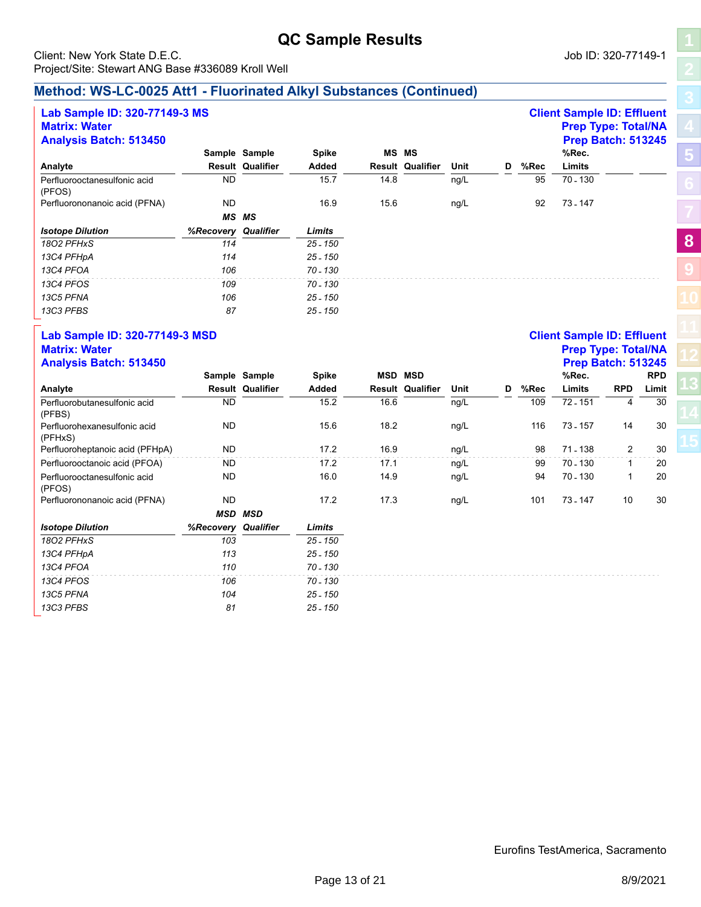# QC Sample Results

Client: New York State D.E.C.
Project/Site: Stewart ANG Base #336089 Kroll Well

Job ID: 320-77149-1

## Method: WS-LC-0025 Att1 - Fluorinated Alkyl Substances (Continued)

**Lab Sample ID: 320-77149-3 MS**
**Matrix: Water**
**Analysis Batch: 513450**

**Client Sample ID: Effluent**
**Prep Type: Total/NA**
**Prep Batch: 513245**

| Analyte | Sample Result | Sample Qualifier | Spike Added | MS Result | MS Qualifier | Unit | D | %Rec | %Rec. Limits |
|---|---|---|---|---|---|---|---|---|---|
| Perfluorooctanesulfonic acid (PFOS) | ND | | 15.7 | 14.8 | | ng/L | | 95 | 70 - 130 |
| Perfluorononanoic acid (PFNA) | ND | | 16.9 | 15.6 | | ng/L | | 92 | 73 - 147 |

| *Isotope Dilution* | *MS %Recovery* | *MS Qualifier* | *Limits* |
|---|---|---|---|
| *18O2 PFHxS* | *114* | | *25 - 150* |
| *13C4 PFHpA* | *114* | | *25 - 150* |
| *13C4 PFOA* | *106* | | *70 - 130* |
| *13C4 PFOS* | *109* | | *70 - 130* |
| *13C5 PFNA* | *106* | | *25 - 150* |
| *13C3 PFBS* | *87* | | *25 - 150* |

**Lab Sample ID: 320-77149-3 MSD**
**Matrix: Water**
**Analysis Batch: 513450**

**Client Sample ID: Effluent**
**Prep Type: Total/NA**
**Prep Batch: 513245**

| Analyte | Sample Result | Sample Qualifier | Spike Added | MSD Result | MSD Qualifier | Unit | D | %Rec | %Rec. Limits | RPD | RPD Limit |
|---|---|---|---|---|---|---|---|---|---|---|---|
| Perfluorobutanesulfonic acid (PFBS) | ND | | 15.2 | 16.6 | | ng/L | | 109 | 72 - 151 | 4 | 30 |
| Perfluorohexanesulfonic acid (PFHxS) | ND | | 15.6 | 18.2 | | ng/L | | 116 | 73 - 157 | 14 | 30 |
| Perfluoroheptanoic acid (PFHpA) | ND | | 17.2 | 16.9 | | ng/L | | 98 | 71 - 138 | 2 | 30 |
| Perfluorooctanoic acid (PFOA) | ND | | 17.2 | 17.1 | | ng/L | | 99 | 70 - 130 | 1 | 20 |
| Perfluorooctanesulfonic acid (PFOS) | ND | | 16.0 | 14.9 | | ng/L | | 94 | 70 - 130 | 1 | 20 |
| Perfluorononanoic acid (PFNA) | ND | | 17.2 | 17.3 | | ng/L | | 101 | 73 - 147 | 10 | 30 |

| *Isotope Dilution* | *MSD %Recovery* | *MSD Qualifier* | *Limits* |
|---|---|---|---|
| *18O2 PFHxS* | *103* | | *25 - 150* |
| *13C4 PFHpA* | *113* | | *25 - 150* |
| *13C4 PFOA* | *110* | | *70 - 130* |
| *13C4 PFOS* | *106* | | *70 - 130* |
| *13C5 PFNA* | *104* | | *25 - 150* |
| *13C3 PFBS* | *81* | | *25 - 150* |

Eurofins TestAmerica, Sacramento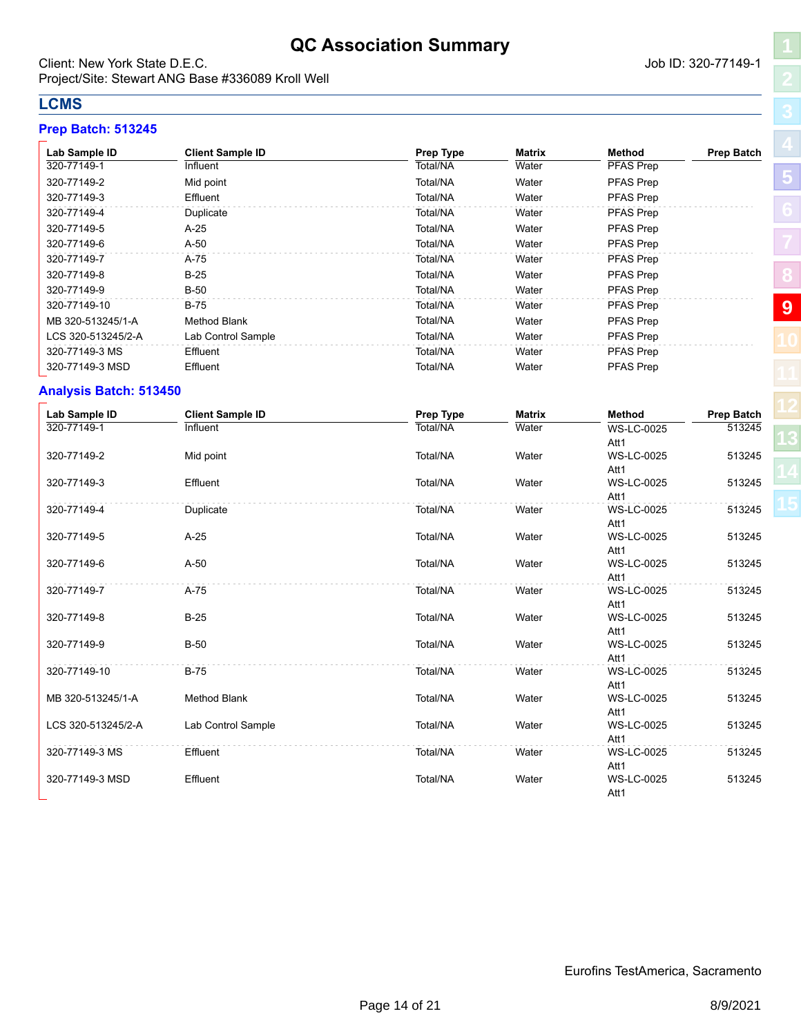# QC Association Summary

Client: New York State D.E.C.
Job ID: 320-77149-1
Project/Site: Stewart ANG Base #336089 Kroll Well

## LCMS

### Prep Batch: 513245

| Lab Sample ID | Client Sample ID | Prep Type | Matrix | Method | Prep Batch |
|---|---|---|---|---|---|
| 320-77149-1 | Influent | Total/NA | Water | PFAS Prep | |
| 320-77149-2 | Mid point | Total/NA | Water | PFAS Prep | |
| 320-77149-3 | Effluent | Total/NA | Water | PFAS Prep | |
| 320-77149-4 | Duplicate | Total/NA | Water | PFAS Prep | |
| 320-77149-5 | A-25 | Total/NA | Water | PFAS Prep | |
| 320-77149-6 | A-50 | Total/NA | Water | PFAS Prep | |
| 320-77149-7 | A-75 | Total/NA | Water | PFAS Prep | |
| 320-77149-8 | B-25 | Total/NA | Water | PFAS Prep | |
| 320-77149-9 | B-50 | Total/NA | Water | PFAS Prep | |
| 320-77149-10 | B-75 | Total/NA | Water | PFAS Prep | |
| MB 320-513245/1-A | Method Blank | Total/NA | Water | PFAS Prep | |
| LCS 320-513245/2-A | Lab Control Sample | Total/NA | Water | PFAS Prep | |
| 320-77149-3 MS | Effluent | Total/NA | Water | PFAS Prep | |
| 320-77149-3 MSD | Effluent | Total/NA | Water | PFAS Prep | |

### Analysis Batch: 513450

| Lab Sample ID | Client Sample ID | Prep Type | Matrix | Method | Prep Batch |
|---|---|---|---|---|---|
| 320-77149-1 | Influent | Total/NA | Water | WS-LC-0025 Att1 | 513245 |
| 320-77149-2 | Mid point | Total/NA | Water | WS-LC-0025 Att1 | 513245 |
| 320-77149-3 | Effluent | Total/NA | Water | WS-LC-0025 Att1 | 513245 |
| 320-77149-4 | Duplicate | Total/NA | Water | WS-LC-0025 Att1 | 513245 |
| 320-77149-5 | A-25 | Total/NA | Water | WS-LC-0025 Att1 | 513245 |
| 320-77149-6 | A-50 | Total/NA | Water | WS-LC-0025 Att1 | 513245 |
| 320-77149-7 | A-75 | Total/NA | Water | WS-LC-0025 Att1 | 513245 |
| 320-77149-8 | B-25 | Total/NA | Water | WS-LC-0025 Att1 | 513245 |
| 320-77149-9 | B-50 | Total/NA | Water | WS-LC-0025 Att1 | 513245 |
| 320-77149-10 | B-75 | Total/NA | Water | WS-LC-0025 Att1 | 513245 |
| MB 320-513245/1-A | Method Blank | Total/NA | Water | WS-LC-0025 Att1 | 513245 |
| LCS 320-513245/2-A | Lab Control Sample | Total/NA | Water | WS-LC-0025 Att1 | 513245 |
| 320-77149-3 MS | Effluent | Total/NA | Water | WS-LC-0025 Att1 | 513245 |
| 320-77149-3 MSD | Effluent | Total/NA | Water | WS-LC-0025 Att1 | 513245 |

Eurofins TestAmerica, Sacramento

8/9/2021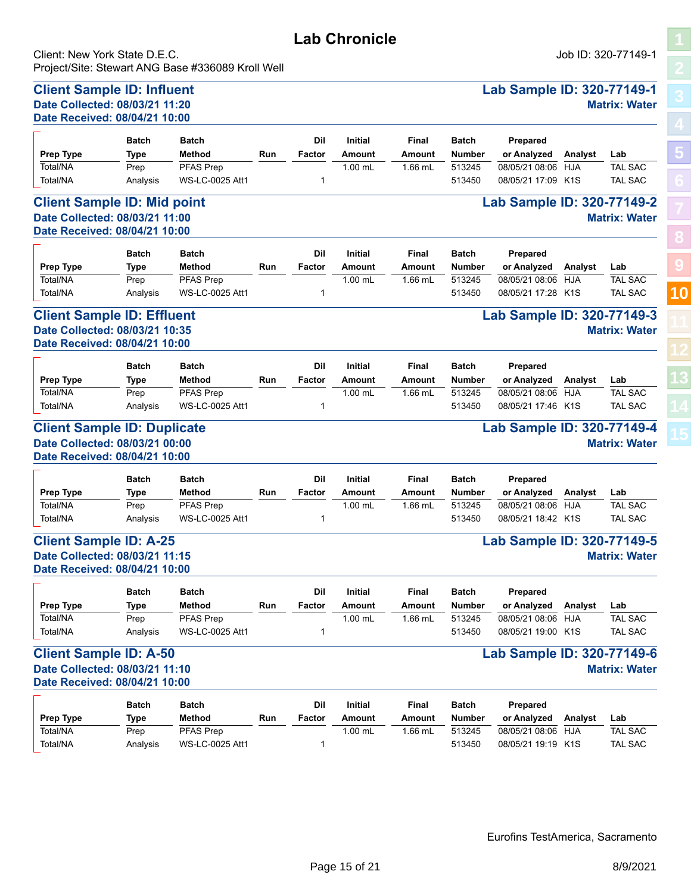# Lab Chronicle

Client: New York State D.E.C.
Project/Site: Stewart ANG Base #336089 Kroll Well

Job ID: 320-77149-1

## Client Sample ID: Influent

**Lab Sample ID: 320-77149-1**

**Date Collected: 08/03/21 11:20**
**Date Received: 08/04/21 10:00**

**Matrix: Water**

| Prep Type | Batch Type | Batch Method | Run | Dil Factor | Initial Amount | Final Amount | Batch Number | Prepared or Analyzed | Analyst | Lab |
|---|---|---|---|---|---|---|---|---|---|---|
| Total/NA | Prep | PFAS Prep | | | 1.00 mL | 1.66 mL | 513245 | 08/05/21 08:06 | HJA | TAL SAC |
| Total/NA | Analysis | WS-LC-0025 Att1 | | 1 | | | 513450 | 08/05/21 17:09 | K1S | TAL SAC |

## Client Sample ID: Mid point

**Lab Sample ID: 320-77149-2**

**Date Collected: 08/03/21 11:00**
**Date Received: 08/04/21 10:00**

**Matrix: Water**

| Prep Type | Batch Type | Batch Method | Run | Dil Factor | Initial Amount | Final Amount | Batch Number | Prepared or Analyzed | Analyst | Lab |
|---|---|---|---|---|---|---|---|---|---|---|
| Total/NA | Prep | PFAS Prep | | | 1.00 mL | 1.66 mL | 513245 | 08/05/21 08:06 | HJA | TAL SAC |
| Total/NA | Analysis | WS-LC-0025 Att1 | | 1 | | | 513450 | 08/05/21 17:28 | K1S | TAL SAC |

## Client Sample ID: Effluent

**Lab Sample ID: 320-77149-3**

**Date Collected: 08/03/21 10:35**
**Date Received: 08/04/21 10:00**

**Matrix: Water**

| Prep Type | Batch Type | Batch Method | Run | Dil Factor | Initial Amount | Final Amount | Batch Number | Prepared or Analyzed | Analyst | Lab |
|---|---|---|---|---|---|---|---|---|---|---|
| Total/NA | Prep | PFAS Prep | | | 1.00 mL | 1.66 mL | 513245 | 08/05/21 08:06 | HJA | TAL SAC |
| Total/NA | Analysis | WS-LC-0025 Att1 | | 1 | | | 513450 | 08/05/21 17:46 | K1S | TAL SAC |

## Client Sample ID: Duplicate

**Lab Sample ID: 320-77149-4**

**Date Collected: 08/03/21 00:00**
**Date Received: 08/04/21 10:00**

**Matrix: Water**

| Prep Type | Batch Type | Batch Method | Run | Dil Factor | Initial Amount | Final Amount | Batch Number | Prepared or Analyzed | Analyst | Lab |
|---|---|---|---|---|---|---|---|---|---|---|
| Total/NA | Prep | PFAS Prep | | | 1.00 mL | 1.66 mL | 513245 | 08/05/21 08:06 | HJA | TAL SAC |
| Total/NA | Analysis | WS-LC-0025 Att1 | | 1 | | | 513450 | 08/05/21 18:42 | K1S | TAL SAC |

## Client Sample ID: A-25

**Lab Sample ID: 320-77149-5**

**Date Collected: 08/03/21 11:15**
**Date Received: 08/04/21 10:00**

**Matrix: Water**

| Prep Type | Batch Type | Batch Method | Run | Dil Factor | Initial Amount | Final Amount | Batch Number | Prepared or Analyzed | Analyst | Lab |
|---|---|---|---|---|---|---|---|---|---|---|
| Total/NA | Prep | PFAS Prep | | | 1.00 mL | 1.66 mL | 513245 | 08/05/21 08:06 | HJA | TAL SAC |
| Total/NA | Analysis | WS-LC-0025 Att1 | | 1 | | | 513450 | 08/05/21 19:00 | K1S | TAL SAC |

## Client Sample ID: A-50

**Lab Sample ID: 320-77149-6**

**Date Collected: 08/03/21 11:10**
**Date Received: 08/04/21 10:00**

**Matrix: Water**

| Prep Type | Batch Type | Batch Method | Run | Dil Factor | Initial Amount | Final Amount | Batch Number | Prepared or Analyzed | Analyst | Lab |
|---|---|---|---|---|---|---|---|---|---|---|
| Total/NA | Prep | PFAS Prep | | | 1.00 mL | 1.66 mL | 513245 | 08/05/21 08:06 | HJA | TAL SAC |
| Total/NA | Analysis | WS-LC-0025 Att1 | | 1 | | | 513450 | 08/05/21 19:19 | K1S | TAL SAC |

Eurofins TestAmerica, Sacramento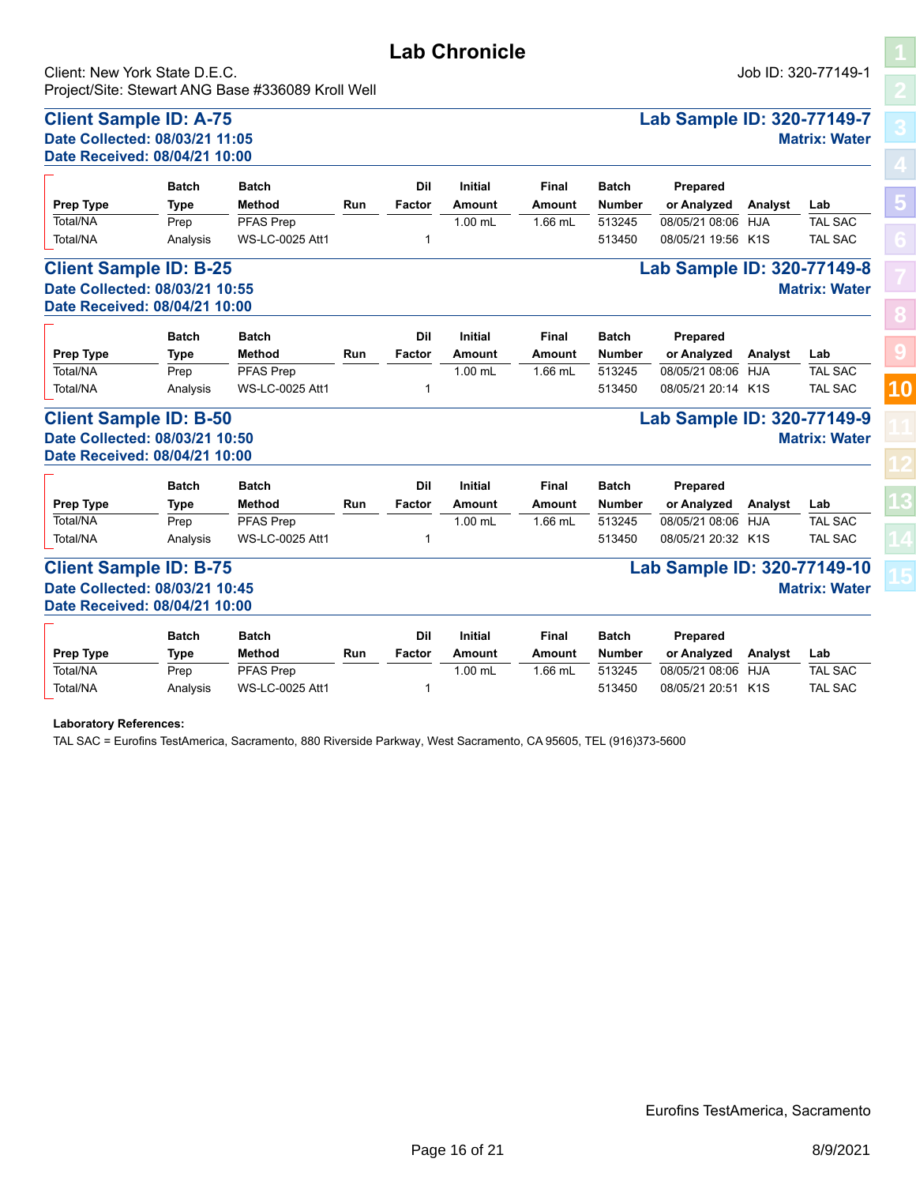# Lab Chronicle

Client: New York State D.E.C.
Project/Site: Stewart ANG Base #336089 Kroll Well

Job ID: 320-77149-1

## Client Sample ID: A-75

**Lab Sample ID: 320-77149-7**

**Date Collected: 08/03/21 11:05**
**Date Received: 08/04/21 10:00**

**Matrix: Water**

| Prep Type | Batch Type | Batch Method | Run | Dil Factor | Initial Amount | Final Amount | Batch Number | Prepared or Analyzed | Analyst | Lab |
|---|---|---|---|---|---|---|---|---|---|---|
| Total/NA | Prep | PFAS Prep | | | 1.00 mL | 1.66 mL | 513245 | 08/05/21 08:06 | HJA | TAL SAC |
| Total/NA | Analysis | WS-LC-0025 Att1 | | 1 | | | 513450 | 08/05/21 19:56 | K1S | TAL SAC |

## Client Sample ID: B-25

**Lab Sample ID: 320-77149-8**

**Date Collected: 08/03/21 10:55**
**Date Received: 08/04/21 10:00**

**Matrix: Water**

| Prep Type | Batch Type | Batch Method | Run | Dil Factor | Initial Amount | Final Amount | Batch Number | Prepared or Analyzed | Analyst | Lab |
|---|---|---|---|---|---|---|---|---|---|---|
| Total/NA | Prep | PFAS Prep | | | 1.00 mL | 1.66 mL | 513245 | 08/05/21 08:06 | HJA | TAL SAC |
| Total/NA | Analysis | WS-LC-0025 Att1 | | 1 | | | 513450 | 08/05/21 20:14 | K1S | TAL SAC |

## Client Sample ID: B-50

**Lab Sample ID: 320-77149-9**

**Date Collected: 08/03/21 10:50**
**Date Received: 08/04/21 10:00**

**Matrix: Water**

| Prep Type | Batch Type | Batch Method | Run | Dil Factor | Initial Amount | Final Amount | Batch Number | Prepared or Analyzed | Analyst | Lab |
|---|---|---|---|---|---|---|---|---|---|---|
| Total/NA | Prep | PFAS Prep | | | 1.00 mL | 1.66 mL | 513245 | 08/05/21 08:06 | HJA | TAL SAC |
| Total/NA | Analysis | WS-LC-0025 Att1 | | 1 | | | 513450 | 08/05/21 20:32 | K1S | TAL SAC |

## Client Sample ID: B-75

**Lab Sample ID: 320-77149-10**

**Date Collected: 08/03/21 10:45**
**Date Received: 08/04/21 10:00**

**Matrix: Water**

| Prep Type | Batch Type | Batch Method | Run | Dil Factor | Initial Amount | Final Amount | Batch Number | Prepared or Analyzed | Analyst | Lab |
|---|---|---|---|---|---|---|---|---|---|---|
| Total/NA | Prep | PFAS Prep | | | 1.00 mL | 1.66 mL | 513245 | 08/05/21 08:06 | HJA | TAL SAC |
| Total/NA | Analysis | WS-LC-0025 Att1 | | 1 | | | 513450 | 08/05/21 20:51 | K1S | TAL SAC |

**Laboratory References:**

TAL SAC = Eurofins TestAmerica, Sacramento, 880 Riverside Parkway, West Sacramento, CA 95605, TEL (916)373-5600

Eurofins TestAmerica, Sacramento

8/9/2021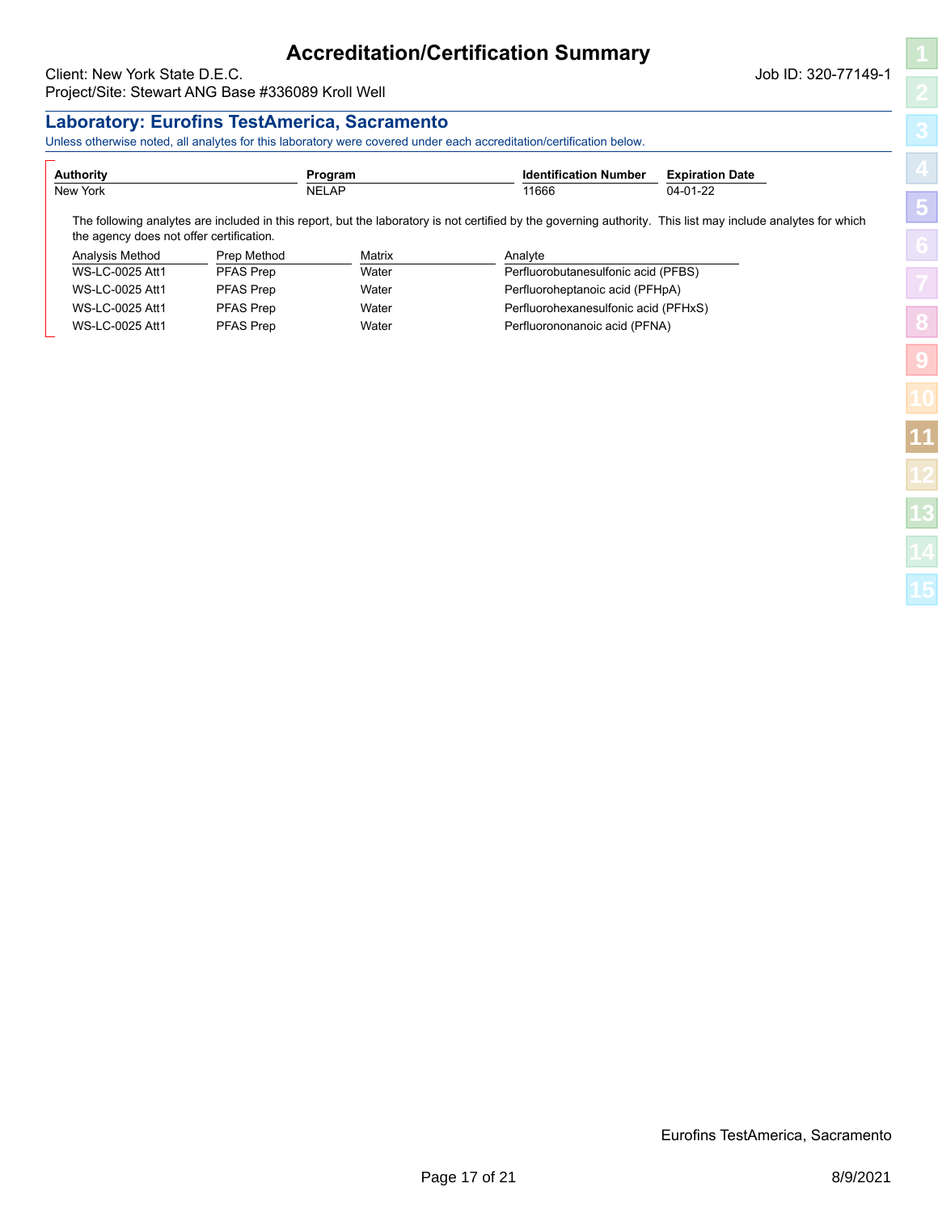# Accreditation/Certification Summary

Client: New York State D.E.C.
Project/Site: Stewart ANG Base #336089 Kroll Well

Job ID: 320-77149-1

## Laboratory: Eurofins TestAmerica, Sacramento

Unless otherwise noted, all analytes for this laboratory were covered under each accreditation/certification below.

| Authority | Program | Identification Number | Expiration Date |
|---|---|---|---|
| New York | NELAP | 11666 | 04-01-22 |

The following analytes are included in this report, but the laboratory is not certified by the governing authority. This list may include analytes for which the agency does not offer certification.

| Analysis Method | Prep Method | Matrix | Analyte |
|---|---|---|---|
| WS-LC-0025 Att1 | PFAS Prep | Water | Perfluorobutanesulfonic acid (PFBS) |
| WS-LC-0025 Att1 | PFAS Prep | Water | Perfluoroheptanoic acid (PFHpA) |
| WS-LC-0025 Att1 | PFAS Prep | Water | Perfluorohexanesulfonic acid (PFHxS) |
| WS-LC-0025 Att1 | PFAS Prep | Water | Perfluorononanoic acid (PFNA) |

Eurofins TestAmerica, Sacramento

8/9/2021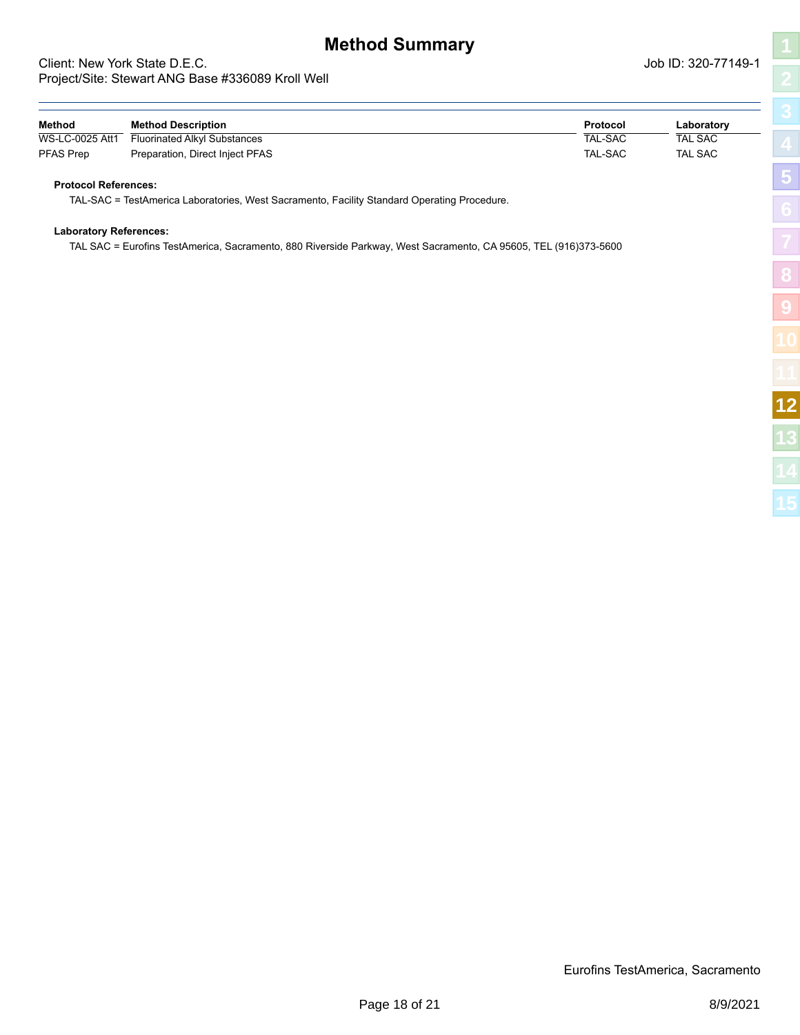# Method Summary

Client: New York State D.E.C.
Project/Site: Stewart ANG Base #336089 Kroll Well

Job ID: 320-77149-1

| Method | Method Description | Protocol | Laboratory |
| --- | --- | --- | --- |
| WS-LC-0025 Att1 | Fluorinated Alkyl Substances | TAL-SAC | TAL SAC |
| PFAS Prep | Preparation, Direct Inject PFAS | TAL-SAC | TAL SAC |

**Protocol References:**

TAL-SAC = TestAmerica Laboratories, West Sacramento, Facility Standard Operating Procedure.

**Laboratory References:**

TAL SAC = Eurofins TestAmerica, Sacramento, 880 Riverside Parkway, West Sacramento, CA 95605, TEL (916)373-5600

Eurofins TestAmerica, Sacramento

8/9/2021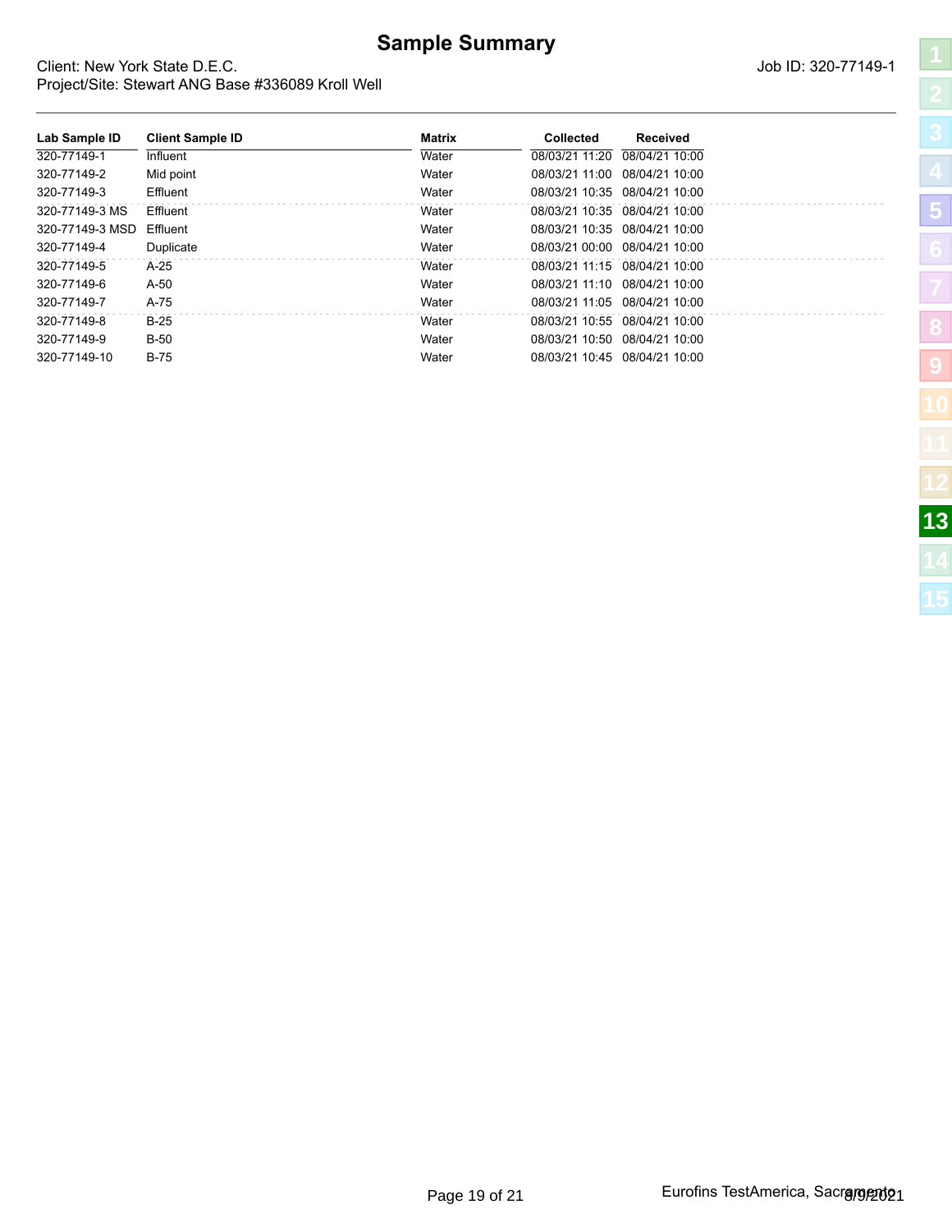# Sample Summary

Client: New York State D.E.C.
Project/Site: Stewart ANG Base #336089 Kroll Well

Job ID: 320-77149-1

| Lab Sample ID | Client Sample ID | Matrix | Collected | Received |
|---|---|---|---|---|
| 320-77149-1 | Influent | Water | 08/03/21 11:20 | 08/04/21 10:00 |
| 320-77149-2 | Mid point | Water | 08/03/21 11:00 | 08/04/21 10:00 |
| 320-77149-3 | Effluent | Water | 08/03/21 10:35 | 08/04/21 10:00 |
| 320-77149-3 MS | Effluent | Water | 08/03/21 10:35 | 08/04/21 10:00 |
| 320-77149-3 MSD | Effluent | Water | 08/03/21 10:35 | 08/04/21 10:00 |
| 320-77149-4 | Duplicate | Water | 08/03/21 00:00 | 08/04/21 10:00 |
| 320-77149-5 | A-25 | Water | 08/03/21 11:15 | 08/04/21 10:00 |
| 320-77149-6 | A-50 | Water | 08/03/21 11:10 | 08/04/21 10:00 |
| 320-77149-7 | A-75 | Water | 08/03/21 11:05 | 08/04/21 10:00 |
| 320-77149-8 | B-25 | Water | 08/03/21 10:55 | 08/04/21 10:00 |
| 320-77149-9 | B-50 | Water | 08/03/21 10:50 | 08/04/21 10:00 |
| 320-77149-10 | B-75 | Water | 08/03/21 10:45 | 08/04/21 10:00 |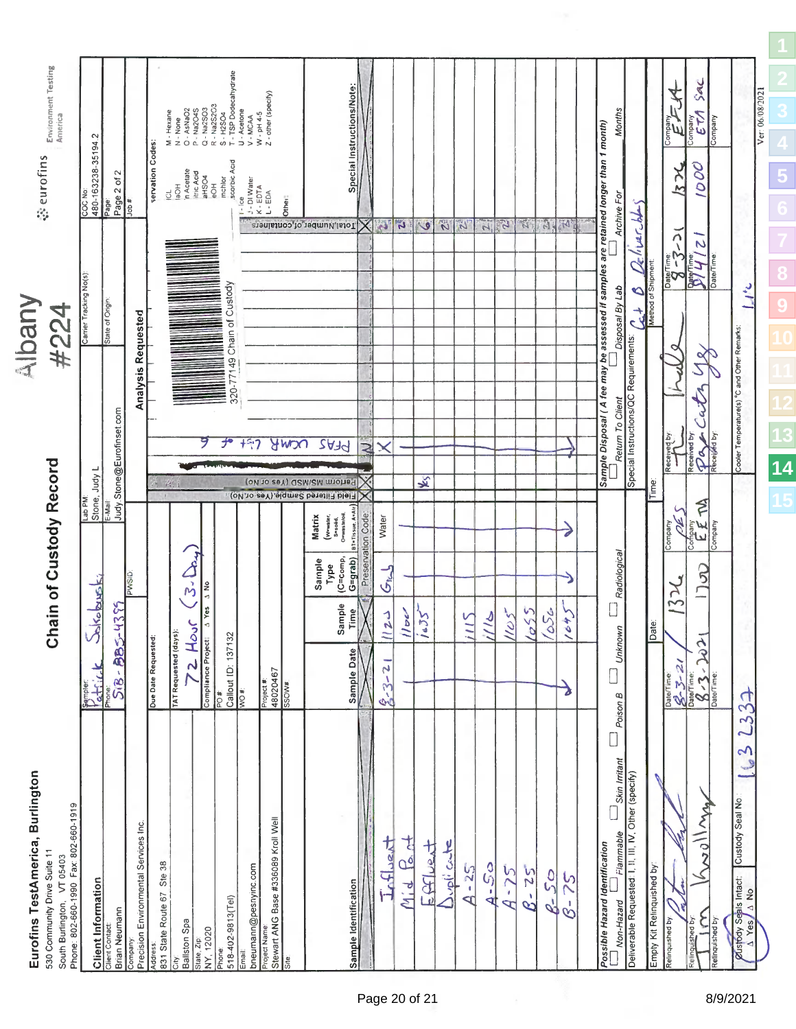# Eurofins TestAmerica, Burlington

530 Community Drive Suite 11
South Burlington, VT 05403
Phone: 802-660-1990 Fax: 802-660-1919

## Chain of Custody Record

Albany #224

eurofins | Environment Testing America

| Client Information | |
|---|---|
| Sampler: | Patrick Sokolowski |
| Phone: | 518-885-4399 |
| Lab PM: | Stone, Judy L |
| E-Mail: | Judy.Stone@Eurofinset.com |
| Carrier Tracking No(s): | |
| State of Origin: | |
| COC No: | 480-163238-35194.2 |
| Page: | Page 2 of 2 |
| Job #: | |
| Client Contact: | Brian Neumann |
| Company: | Precision Environmental Services Inc. |
| PWSID: | |
| Address: | 831 State Route 67 Ste 38 |
| City: | Ballston Spa |
| State, Zip: | NY, 12020 |
| Phone: | 518-402-9813(Tel) |
| Email: | bneumann@pesnyinc.com |
| Project Name: | Stewart ANG Base #336089 Kroll Well |
| Site: | |
| Due Date Requested: | |
| TAT Requested (days): | 72 Hour (3-Day) |
| Compliance Project: | Δ Yes Δ No |
| PO #: | Callout ID: 137132 |
| WO #: | |
| Project #: | 48020467 |
| SSOW#: | |

Analysis Requested: PFAS UCMR List of 6

320-77149 Chain of Custody

Preservation Codes:
A - HCL, B - NaOH, C - Zn Acetate, D - Nitric Acid, E - NaHSO4, F - MeOH, G - Amchlor, H - Ascorbic Acid, I - Ice, J - DI Water, K - EDTA, L - EDA
M - Hexane, N - None, O - AsNaO2, P - Na2O4S, Q - Na2SO3, R - Na2S2O3, S - H2SO4, T - TSP Dodecahydrate, U - Acetone, V - MCAA, W - pH 4-5, Z - other (specify)
Other:

| Sample Identification | Sample Date | Sample Time | Sample Type (C=comp, G=grab) | Matrix (W=water, S=solid, O=waste/oil, BT=Tissue, A=Air) | Field Filtered Sample (Yes or No) | Perform MS/MSD (Yes or No) | PFAS UCMR List of 6 | Total Number of containers | Special Instructions/Note: |
|---|---|---|---|---|---|---|---|---|---|
| | | | Preservation Code: | | | | N | | |
| Influent | 8-3-21 | 1120 | Grab | Water | | | X | 2 | |
| Mid Point | 8-3-21 | 1100 | Grab | Water | | | X | 2 | |
| Effluent | 8-3-21 | 1035 | Grab | Water | | Yes | X | 6 | |
| Duplicate | 8-3-21 | | Grab | Water | | | X | 2 | |
| A-25 | 8-3-21 | 1115 | Grab | Water | | | X | 2 | |
| A-50 | 8-3-21 | 1110 | Grab | Water | | | X | 2 | |
| A-75 | 8-3-21 | 1105 | Grab | Water | | | X | 2 | |
| B-25 | 8-3-21 | 1055 | Grab | Water | | | X | 2 | |
| B-50 | 8-3-21 | 1050 | Grab | Water | | | X | 2 | |
| B-75 | 8-3-21 | 1045 | Grab | Water | | | X | 2 | |

Possible Hazard Identification: ☐ Non-Hazard ☐ Flammable ☐ Skin Irritant ☐ Poison B ☐ Unknown ☐ Radiological

Sample Disposal ( A fee may be assessed if samples are retained longer than 1 month): ☐ Return To Client ☐ Disposal By Lab ☐ Archive For ___ Months

Deliverable Requested: I, II, III, IV, Other (specify)

Special Instructions/QC Requirements: Cat B Deliverables

Empty Kit Relinquished by: | Date: | Time: | Method of Shipment:

| Relinquished by | Date/Time | Company | Received by | Date/Time | Company |
|---|---|---|---|---|---|
| Patrick Sokolowski | 8-3-21 1326 | PES | [signature] | 8-3-21 1326 | EFA |
| Tim Knollmyer | 8-3-2021 1700 | EETNA | Parr Cutting | 8/4/21 1000 | ETA SAC |
| | | | | | |

Custody Seals Intact: Δ Yes Δ No | Custody Seal No.: 1632337

Cooler Temperature(s) °C and Other Remarks: 1.1°c

Ver: 06/08/2021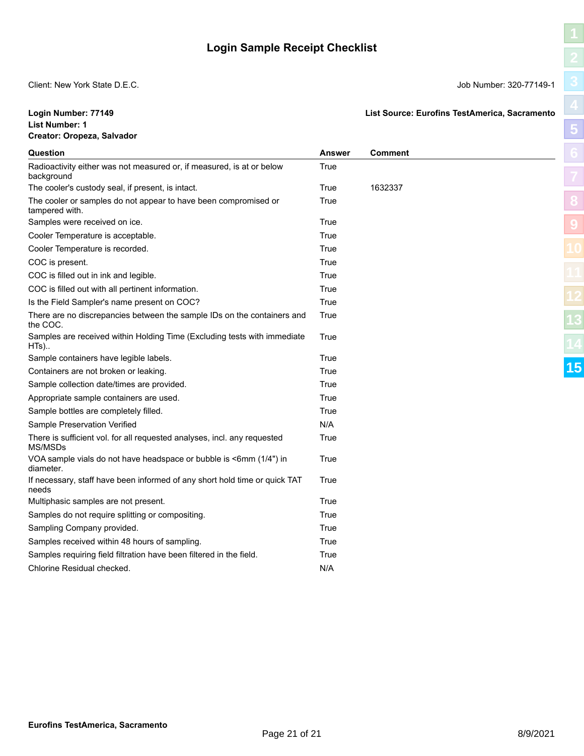# Login Sample Receipt Checklist

Client: New York State D.E.C.

Job Number: 320-77149-1

**Login Number: 77149**
**List Number: 1**
**Creator: Oropeza, Salvador**

**List Source: Eurofins TestAmerica, Sacramento**

| Question | Answer | Comment |
|---|---|---|
| Radioactivity either was not measured or, if measured, is at or below background | True | |
| The cooler's custody seal, if present, is intact. | True | 1632337 |
| The cooler or samples do not appear to have been compromised or tampered with. | True | |
| Samples were received on ice. | True | |
| Cooler Temperature is acceptable. | True | |
| Cooler Temperature is recorded. | True | |
| COC is present. | True | |
| COC is filled out in ink and legible. | True | |
| COC is filled out with all pertinent information. | True | |
| Is the Field Sampler's name present on COC? | True | |
| There are no discrepancies between the sample IDs on the containers and the COC. | True | |
| Samples are received within Holding Time (Excluding tests with immediate HTs).. | True | |
| Sample containers have legible labels. | True | |
| Containers are not broken or leaking. | True | |
| Sample collection date/times are provided. | True | |
| Appropriate sample containers are used. | True | |
| Sample bottles are completely filled. | True | |
| Sample Preservation Verified | N/A | |
| There is sufficient vol. for all requested analyses, incl. any requested MS/MSDs | True | |
| VOA sample vials do not have headspace or bubble is <6mm (1/4") in diameter. | True | |
| If necessary, staff have been informed of any short hold time or quick TAT needs | True | |
| Multiphasic samples are not present. | True | |
| Samples do not require splitting or compositing. | True | |
| Sampling Company provided. | True | |
| Samples received within 48 hours of sampling. | True | |
| Samples requiring field filtration have been filtered in the field. | True | |
| Chlorine Residual checked. | N/A | |